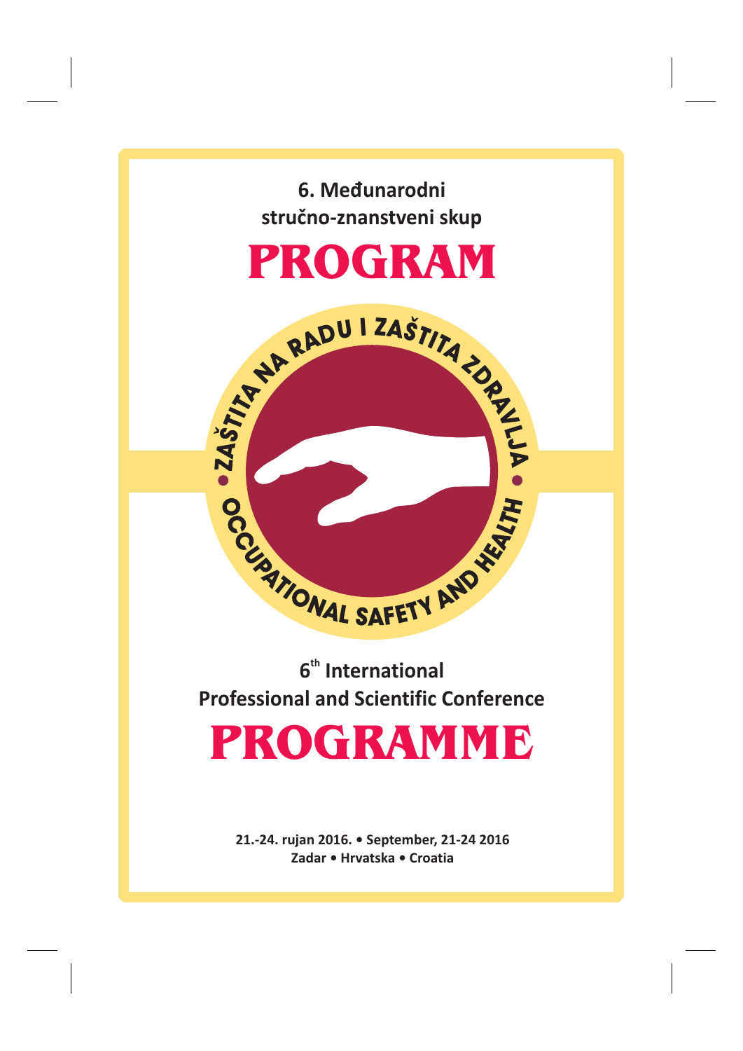**6. Međunarodni stručno-znanstveni skup**

# PROGRAM

ZAŠTITA NA RADU I ZAŠTITA ZDRAVLJA • OCCUPATIONAL SAFETY AND HEALTH

**6th International Professional and Scientific Conference**

# PROGRAMME

**21.-24. rujan 2016. • September, 21-24 2016**
**Zadar • Hrvatska • Croatia**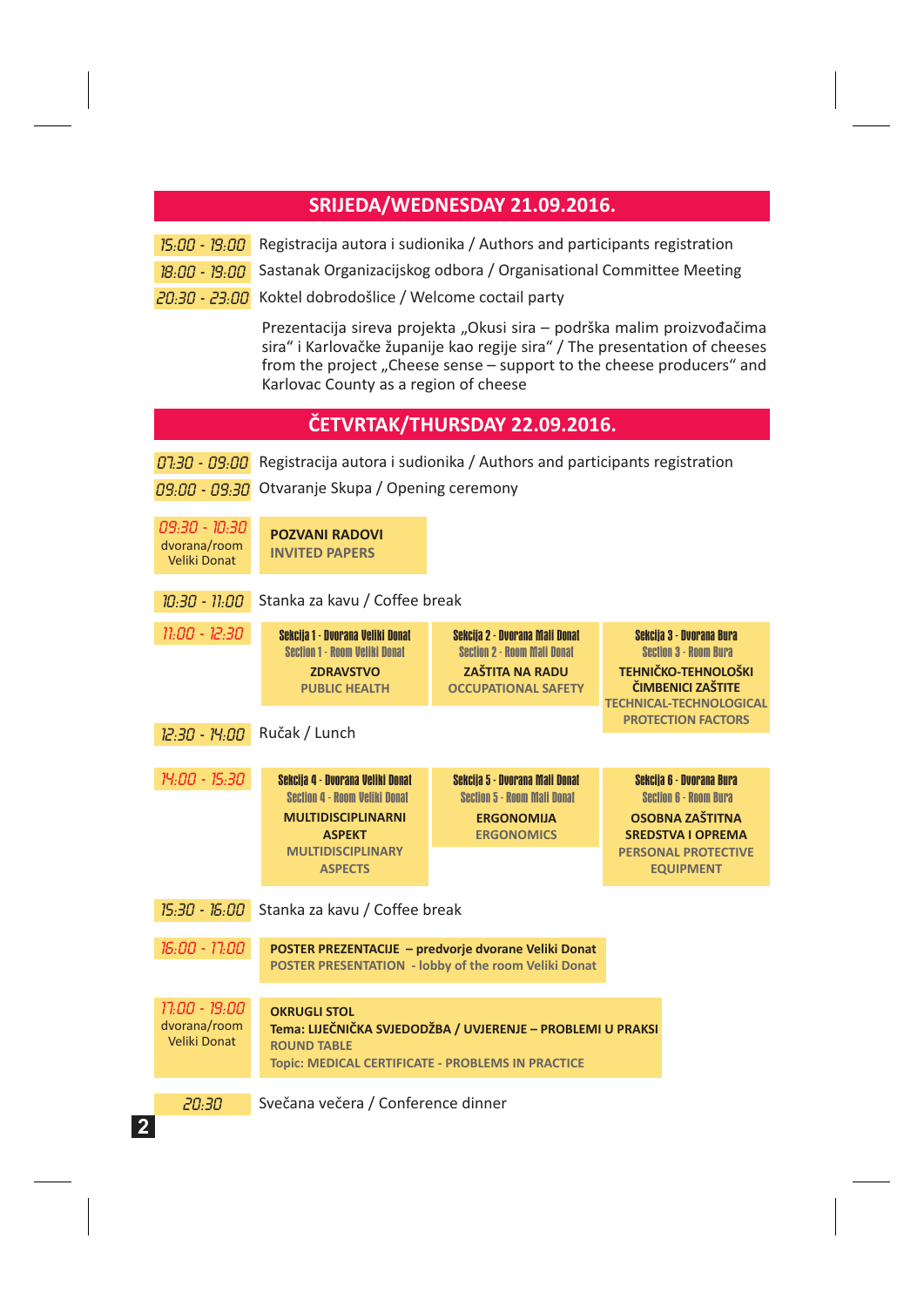## SRIJEDA/WEDNESDAY 21.09.2016.

| | |
|---|---|
| 15:00 - 19:00 | Registracija autora i sudionika / Authors and participants registration |
| 18:00 - 19:00 | Sastanak Organizacijskog odbora / Organisational Committee Meeting |
| 20:30 - 23:00 | Koktel dobrodošlice / Welcome coctail party |

Prezentacija sireva projekta „Okusi sira – podrška malim proizvođačima sira" i Karlovačke županije kao regije sira" / The presentation of cheeses from the project „Cheese sense – support to the cheese producers" and Karlovac County as a region of cheese

## ČETVRTAK/THURSDAY 22.09.2016.

| | | | |
|---|---|---|---|
| 07:30 - 09:00 | Registracija autora i sudionika / Authors and participants registration | | |
| 09:00 - 09:30 | Otvaranje Skupa / Opening ceremony | | |
| 09:30 - 10:30 dvorana/room Veliki Donat | **POZVANI RADOVI** INVITED PAPERS | | |
| 10:30 - 11:00 | Stanka za kavu / Coffee break | | |
| 11:00 - 12:30 | Sekcija 1 - Dvorana Veliki Donat / Section 1 - Room Veliki Donat **ZDRAVSTVO** PUBLIC HEALTH | Sekcija 2 - Dvorana Mali Donat / Section 2 - Room Mali Donat **ZAŠTITA NA RADU** OCCUPATIONAL SAFETY | Sekcija 3 - Dvorana Bura / Section 3 - Room Bura **TEHNIČKO-TEHNOLOŠKI ČIMBENICI ZAŠTITE** TECHNICAL-TECHNOLOGICAL PROTECTION FACTORS |
| 12:30 - 14:00 | Ručak / Lunch | | |
| 14:00 - 15:30 | Sekcija 4 - Dvorana Veliki Donat / Section 4 - Room Veliki Donat **MULTIDISCIPLINARNI ASPEKT** MULTIDISCIPLINARY ASPECTS | Sekcija 5 - Dvorana Mali Donat / Section 5 - Room Mali Donat **ERGONOMIJA** ERGONOMICS | Sekcija 6 - Dvorana Bura / Section 6 - Room Bura **OSOBNA ZAŠTITNA SREDSTVA I OPREMA** PERSONAL PROTECTIVE EQUIPMENT |
| 15:30 - 16:00 | Stanka za kavu / Coffee break | | |
| 16:00 - 17:00 | **POSTER PREZENTACIJE – predvorje dvorane Veliki Donat** POSTER PRESENTATION - lobby of the room Veliki Donat | | |
| 17:00 - 19:00 dvorana/room Veliki Donat | **OKRUGLI STOL** **Tema: LIJEČNIČKA SVJEDODŽBA / UVJERENJE – PROBLEMI U PRAKSI** ROUND TABLE Topic: MEDICAL CERTIFICATE - PROBLEMS IN PRACTICE | | |
| 20:30 | Svečana večera / Conference dinner | | |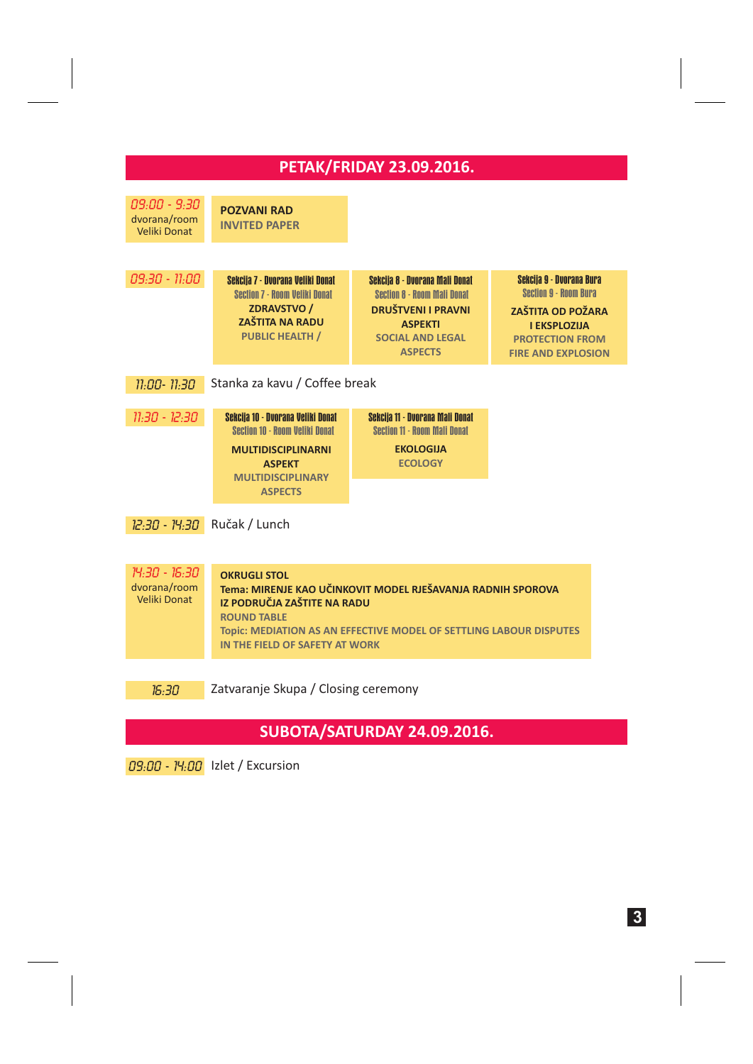## PETAK/FRIDAY 23.09.2016.

**09:00 - 9:30**
dvorana/room
Veliki Donat

**POZVANI RAD**
**INVITED PAPER**

**09:30 - 11:00**

| Sekcija 7 - Dvorana Veliki Donat<br>Section 7 - Room Veliki Donat | Sekcija 8 - Dvorana Mali Donat<br>Section 8 - Room Mali Donat | Sekcija 9 - Dvorana Bura<br>Section 9 - Room Bura |
|---|---|---|
| **ZDRAVSTVO / ZAŠTITA NA RADU**<br>**PUBLIC HEALTH /** | **DRUŠTVENI I PRAVNI ASPEKTI**<br>**SOCIAL AND LEGAL ASPECTS** | **ZAŠTITA OD POŽARA I EKSPLOZIJA**<br>**PROTECTION FROM FIRE AND EXPLOSION** |

**11:00- 11:30** Stanka za kavu / Coffee break

**11:30 - 12:30**

| Sekcija 10 - Dvorana Veliki Donat<br>Section 10 - Room Veliki Donat | Sekcija 11 - Dvorana Mali Donat<br>Section 11 - Room Mali Donat |
|---|---|
| **MULTIDISCIPLINARNI ASPEKT**<br>**MULTIDISCIPLINARY ASPECTS** | **EKOLOGIJA**<br>**ECOLOGY** |

**12:30 - 14:30** Ručak / Lunch

**14:30 - 16:30**
dvorana/room
Veliki Donat

**OKRUGLI STOL**
**Tema: MIRENJE KAO UČINKOVIT MODEL RJEŠAVANJA RADNIH SPOROVA IZ PODRUČJA ZAŠTITE NA RADU**
**ROUND TABLE**
**Topic: MEDIATION AS AN EFFECTIVE MODEL OF SETTLING LABOUR DISPUTES IN THE FIELD OF SAFETY AT WORK**

**16:30** Zatvaranje Skupa / Closing ceremony

## SUBOTA/SATURDAY 24.09.2016.

**09:00 - 14:00** Izlet / Excursion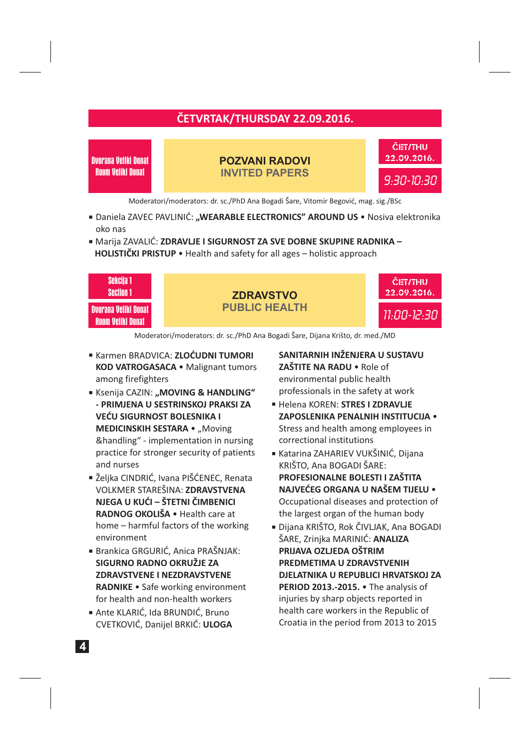## ČETVRTAK/THURSDAY 22.09.2016.

**Dvorana Veliki Donat / Room Veliki Donat**

### POZVANI RADOVI
### INVITED PAPERS

ČET/THU 22.09.2016. 9:30-10:30

Moderatori/moderators: dr. sc./PhD Ana Bogadi Šare, Vitomir Begović, mag. sig./BSc

- Daniela ZAVEC PAVLINIĆ: **„WEARABLE ELECTRONICS" AROUND US** • Nosiva elektronika oko nas
- Marija ZAVALIĆ: **ZDRAVLJE I SIGURNOST ZA SVE DOBNE SKUPINE RADNIKA – HOLISTIČKI PRISTUP** • Health and safety for all ages – holistic approach

**Sekcija 1 / Section 1**

**Dvorana Veliki Donat / Room Veliki Donat**

### ZDRAVSTVO
### PUBLIC HEALTH

ČET/THU 22.09.2016. 11:00-12:30

Moderatori/moderators: dr. sc./PhD Ana Bogadi Šare, Dijana Krišto, dr. med./MD

- Karmen BRADVICA: **ZLOĆUDNI TUMORI KOD VATROGASACA** • Malignant tumors among firefighters
- Ksenija CAZIN: **„MOVING & HANDLING" - PRIMJENA U SESTRINSKOJ PRAKSI ZA VEĆU SIGURNOST BOLESNIKA I MEDICINSKIH SESTARA** • „Moving &handling" - implementation in nursing practice for stronger security of patients and nurses
- Željka CINDRIĆ, Ivana PIŠĆENEC, Renata VOLKMER STAREŠINA: **ZDRAVSTVENA NJEGA U KUĆI – ŠTETNI ČIMBENICI RADNOG OKOLIŠA** • Health care at home – harmful factors of the working environment
- Brankica GRGURIĆ, Anica PRAŠNJAK: **SIGURNO RADNO OKRUŽJE ZA ZDRAVSTVENE I NEZDRAVSTVENE RADNIKE** • Safe working environment for health and non-health workers
- Ante KLARIĆ, Ida BRUNDIĆ, Bruno CVETKOVIĆ, Danijel BRKIĆ: **ULOGA SANITARNIH INŽENJERA U SUSTAVU ZAŠTITE NA RADU** • Role of environmental public health professionals in the safety at work
- Helena KOREN: **STRES I ZDRAVLJE ZAPOSLENIKA PENALNIH INSTITUCIJA** • Stress and health among employees in correctional institutions
- Katarina ZAHARIEV VUKŠINIĆ, Dijana KRIŠTO, Ana BOGADI ŠARE: **PROFESIONALNE BOLESTI I ZAŠTITA NAJVEĆEG ORGANA U NAŠEM TIJELU** • Occupational diseases and protection of the largest organ of the human body
- Dijana KRIŠTO, Rok ČIVLJAK, Ana BOGADI ŠARE, Zrinjka MARINIĆ: **ANALIZA PRIJAVA OZLJEDA OŠTRIM PREDMETIMA U ZDRAVSTVENIH DJELATNIKA U REPUBLICI HRVATSKOJ ZA PERIOD 2013.-2015.** • The analysis of injuries by sharp objects reported in health care workers in the Republic of Croatia in the period from 2013 to 2015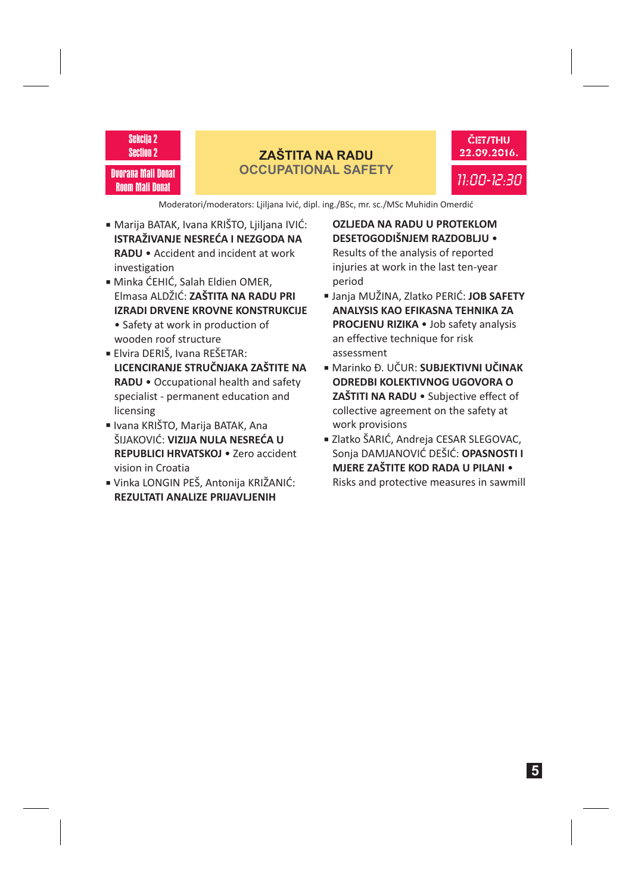Sekcija 2
Section 2

Dvorana Mali Donat
Room Mali Donat

## ZAŠTITA NA RADU
## OCCUPATIONAL SAFETY

ČET/THU
22.09.2016.

11:00-12:30

Moderatori/moderators: Ljiljana Ivić, dipl. ing./BSc, mr. sc./MSc Muhidin Omerdić

- Marija BATAK, Ivana KRIŠTO, Ljiljana IVIĆ: **ISTRAŽIVANJE NESREĆA I NEZGODA NA RADU** • Accident and incident at work investigation
- Minka ĆEHIĆ, Salah Eldien OMER, Elmasa ALDŽIĆ: **ZAŠTITA NA RADU PRI IZRADI DRVENE KROVNE KONSTRUKCIJE** • Safety at work in production of wooden roof structure
- Elvira DERIŠ, Ivana REŠETAR: **LICENCIRANJE STRUČNJAKA ZAŠTITE NA RADU** • Occupational health and safety specialist - permanent education and licensing
- Ivana KRIŠTO, Marija BATAK, Ana ŠIJAKOVIĆ: **VIZIJA NULA NESREĆA U REPUBLICI HRVATSKOJ** • Zero accident vision in Croatia
- Vinka LONGIN PEŠ, Antonija KRIŽANIĆ: **REZULTATI ANALIZE PRIJAVLJENIH OZLJEDA NA RADU U PROTEKLOM DESETOGODIŠNJEM RAZDOBLJU** • Results of the analysis of reported injuries at work in the last ten-year period
- Janja MUŽINA, Zlatko PERIĆ: **JOB SAFETY ANALYSIS KAO EFIKASNA TEHNIKA ZA PROCJENU RIZIKA** • Job safety analysis an effective technique for risk assessment
- Marinko Đ. UČUR: **SUBJEKTIVNI UČINAK ODREDBI KOLEKTIVNOG UGOVORA O ZAŠTITI NA RADU** • Subjective effect of collective agreement on the safety at work provisions
- Zlatko ŠARIĆ, Andreja CESAR SLEGOVAC, Sonja DAMJANOVIĆ DEŠIĆ: **OPASNOSTI I MJERE ZAŠTITE KOD RADA U PILANI** • Risks and protective measures in sawmill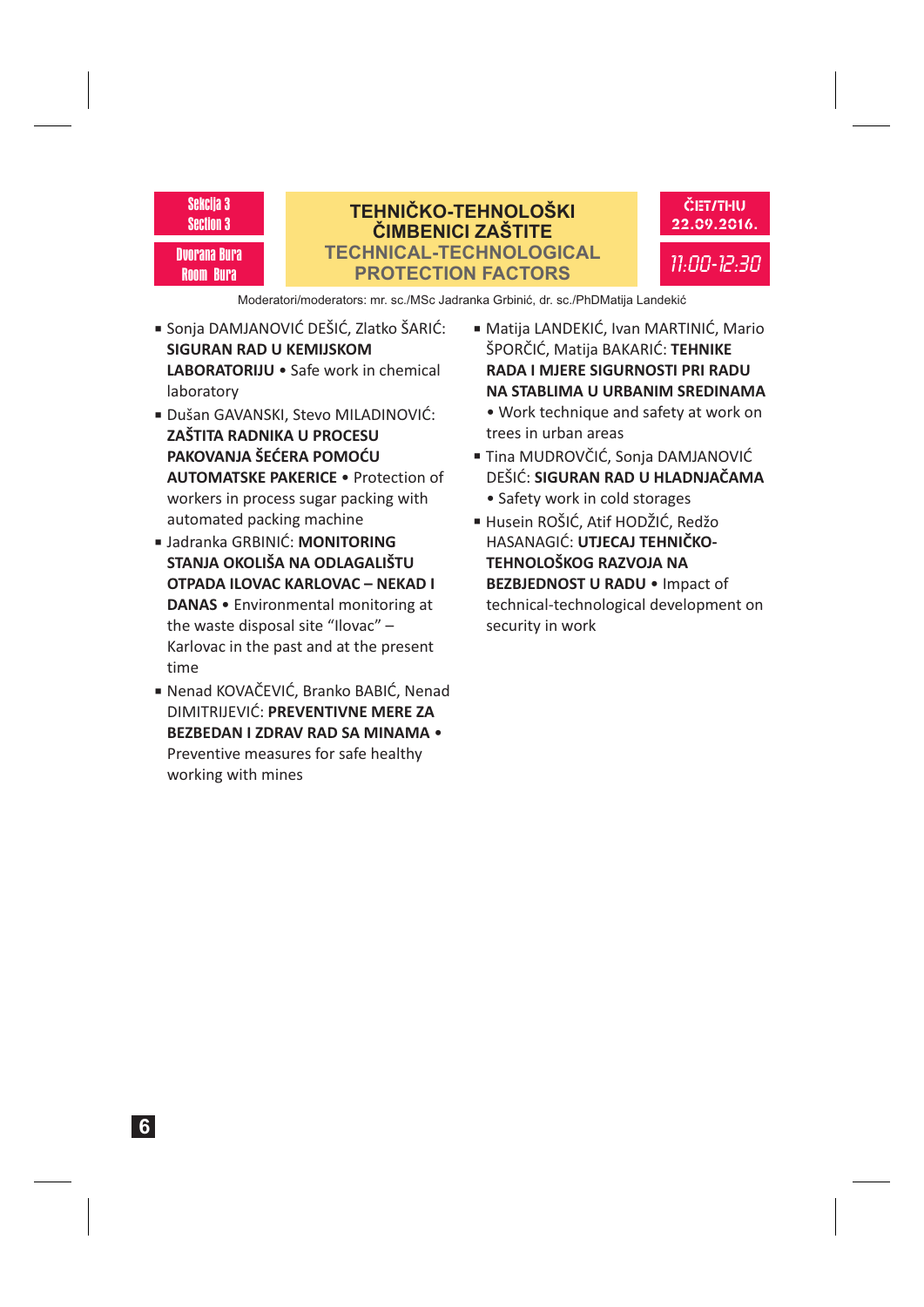Sekcija 3
Section 3

Dvorana Bura
Room Bura

# TEHNIČKO-TEHNOLOŠKI ČIMBENICI ZAŠTITE
## TECHNICAL-TECHNOLOGICAL PROTECTION FACTORS

ČET/THU
22.09.2016.

11:00-12:30

Moderatori/moderators: mr. sc./MSc Jadranka Grbinić, dr. sc./PhDMatija Landekić

- Sonja DAMJANOVIĆ DEŠIĆ, Zlatko ŠARIĆ: **SIGURAN RAD U KEMIJSKOM LABORATORIJU** • Safe work in chemical laboratory
- Dušan GAVANSKI, Stevo MILADINOVIĆ: **ZAŠTITA RADNIKA U PROCESU PAKOVANJA ŠEĆERA POMOĆU AUTOMATSKE PAKERICE** • Protection of workers in process sugar packing with automated packing machine
- Jadranka GRBINIĆ: **MONITORING STANJA OKOLIŠA NA ODLAGALIŠTU OTPADA ILOVAC KARLOVAC – NEKAD I DANAS** • Environmental monitoring at the waste disposal site "Ilovac" – Karlovac in the past and at the present time
- Nenad KOVAČEVIĆ, Branko BABIĆ, Nenad DIMITRIJEVIĆ: **PREVENTIVNE MERE ZA BEZBEDAN I ZDRAV RAD SA MINAMA** • Preventive measures for safe healthy working with mines
- Matija LANDEKIĆ, Ivan MARTINIĆ, Mario ŠPORČIĆ, Matija BAKARIĆ: **TEHNIKE RADA I MJERE SIGURNOSTI PRI RADU NA STABLIMA U URBANIM SREDINAMA** • Work technique and safety at work on trees in urban areas
- Tina MUDROVČIĆ, Sonja DAMJANOVIĆ DEŠIĆ: **SIGURAN RAD U HLADNJAČAMA** • Safety work in cold storages
- Husein ROŠIĆ, Atif HODŽIĆ, Redžo HASANAGIĆ: **UTJECAJ TEHNIČKO-TEHNOLOŠKOG RAZVOJA NA BEZBJEDNOST U RADU** • Impact of technical-technological development on security in work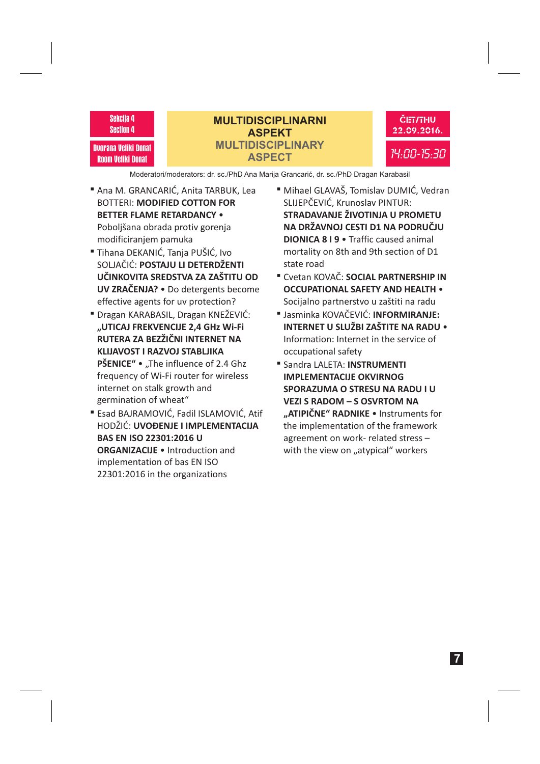Sekcija 4
Section 4

Dvorana Veliki Donat
Room Veliki Donat

## MULTIDISCIPLINARNI ASPEKT
## MULTIDISCIPLINARY ASPECT

ČET/THU
22.09.2016.

14:00-15:30

Moderatori/moderators: dr. sc./PhD Ana Marija Grancarić, dr. sc./PhD Dragan Karabasil

- Ana M. GRANCARIĆ, Anita TARBUK, Lea BOTTERI: **MODIFIED COTTON FOR BETTER FLAME RETARDANCY •** Poboljšana obrada protiv gorenja modificiranjem pamuka
- Tihana DEKANIĆ, Tanja PUŠIĆ, Ivo SOLJAČIĆ: **POSTAJU LI DETERDŽENTI UČINKOVITA SREDSTVA ZA ZAŠTITU OD UV ZRAČENJA? •** Do detergents become effective agents for uv protection?
- Dragan KARABASIL, Dragan KNEŽEVIĆ: **„UTICAJ FREKVENCIJE 2,4 GHz Wi-Fi RUTERA ZA BEZŽIČNI INTERNET NA KLIJAVOST I RAZVOJ STABLJIKA PŠENICE" •** „The influence of 2.4 Ghz frequency of Wi-Fi router for wireless internet on stalk growth and germination of wheat"
- Esad BAJRAMOVIĆ, Fadil ISLAMOVIĆ, Atif HODŽIĆ: **UVOĐENJE I IMPLEMENTACIJA BAS EN ISO 22301:2016 U ORGANIZACIJE •** Introduction and implementation of bas EN ISO 22301:2016 in the organizations
- Mihael GLAVAŠ, Tomislav DUMIĆ, Vedran SLIJEPČEVIĆ, Krunoslav PINTUR: **STRADAVANJE ŽIVOTINJA U PROMETU NA DRŽAVNOJ CESTI D1 NA PODRUČJU DIONICA 8 I 9 •** Traffic caused animal mortality on 8th and 9th section of D1 state road
- Cvetan KOVAČ: **SOCIAL PARTNERSHIP IN OCCUPATIONAL SAFETY AND HEALTH •** Socijalno partnerstvo u zaštiti na radu
- Jasminka KOVAČEVIĆ: **INFORMIRANJE: INTERNET U SLUŽBI ZAŠTITE NA RADU •** Information: Internet in the service of occupational safety
- Sandra LALETA: **INSTRUMENTI IMPLEMENTACIJE OKVIRNOG SPORAZUMA O STRESU NA RADU I U VEZI S RADOM – S OSVRTOM NA „ATIPIČNE" RADNIKE •** Instruments for the implementation of the framework agreement on work- related stress – with the view on „atypical" workers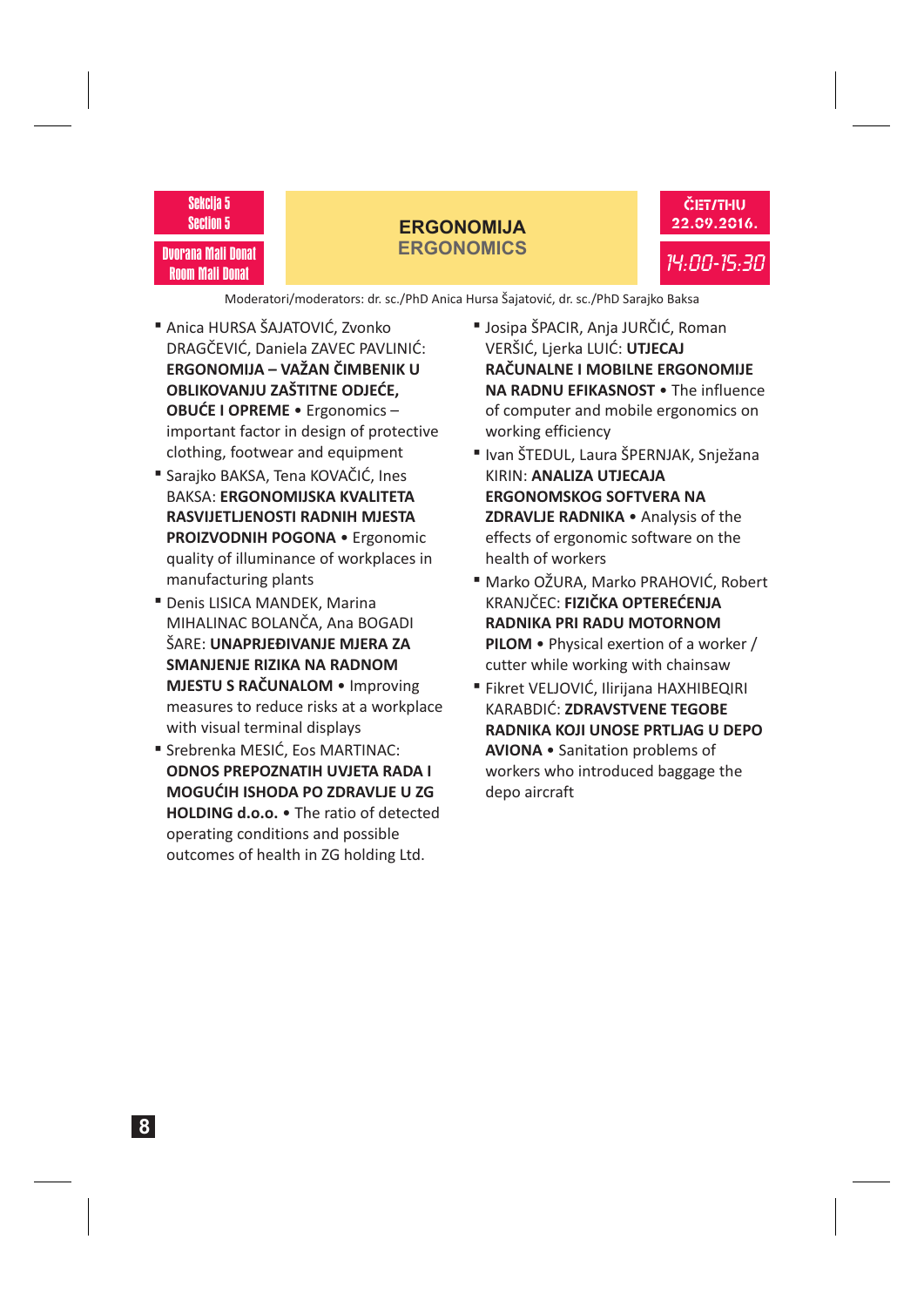Sekcija 5
Section 5

Dvorana Mali Donat
Room Mali Donat

## ERGONOMIJA
## ERGONOMICS

ČET/THU
22.09.2016.

14:00-15:30

Moderatori/moderators: dr. sc./PhD Anica Hursa Šajatović, dr. sc./PhD Sarajko Baksa

- Anica HURSA ŠAJATOVIĆ, Zvonko DRAGČEVIĆ, Daniela ZAVEC PAVLINIĆ: **ERGONOMIJA – VAŽAN ČIMBENIK U OBLIKOVANJU ZAŠTITNE ODJEĆE, OBUĆE I OPREME** • Ergonomics – important factor in design of protective clothing, footwear and equipment
- Sarajko BAKSA, Tena KOVAČIĆ, Ines BAKSA: **ERGONOMIJSKA KVALITETA RASVIJETLJENOSTI RADNIH MJESTA PROIZVODNIH POGONA** • Ergonomic quality of illuminance of workplaces in manufacturing plants
- Denis LISICA MANDEK, Marina MIHALINAC BOLANČA, Ana BOGADI ŠARE: **UNAPRJEĐIVANJE MJERA ZA SMANJENJE RIZIKA NA RADNOM MJESTU S RAČUNALOM** • Improving measures to reduce risks at a workplace with visual terminal displays
- Srebrenka MESIĆ, Eos MARTINAC: **ODNOS PREPOZNATIH UVJETA RADA I MOGUĆIH ISHODA PO ZDRAVLJE U ZG HOLDING d.o.o.** • The ratio of detected operating conditions and possible outcomes of health in ZG holding Ltd.
- Josipa ŠPACIR, Anja JURČIĆ, Roman VERŠIĆ, Ljerka LUIĆ: **UTJECAJ RAČUNALNE I MOBILNE ERGONOMIJE NA RADNU EFIKASNOST** • The influence of computer and mobile ergonomics on working efficiency
- Ivan ŠTEDUL, Laura ŠPERNJAK, Snježana KIRIN: **ANALIZA UTJECAJA ERGONOMSKOG SOFTVERA NA ZDRAVLJE RADNIKA** • Analysis of the effects of ergonomic software on the health of workers
- Marko OŽURA, Marko PRAHOVIĆ, Robert KRANJČEC: **FIZIČKA OPTEREĆENJA RADNIKA PRI RADU MOTORNOM PILOM** • Physical exertion of a worker / cutter while working with chainsaw
- Fikret VELJOVIĆ, Ilirijana HAXHIBEQIRI KARABDIĆ: **ZDRAVSTVENE TEGOBE RADNIKA KOJI UNOSE PRTLJAG U DEPO AVIONA** • Sanitation problems of workers who introduced baggage the depo aircraft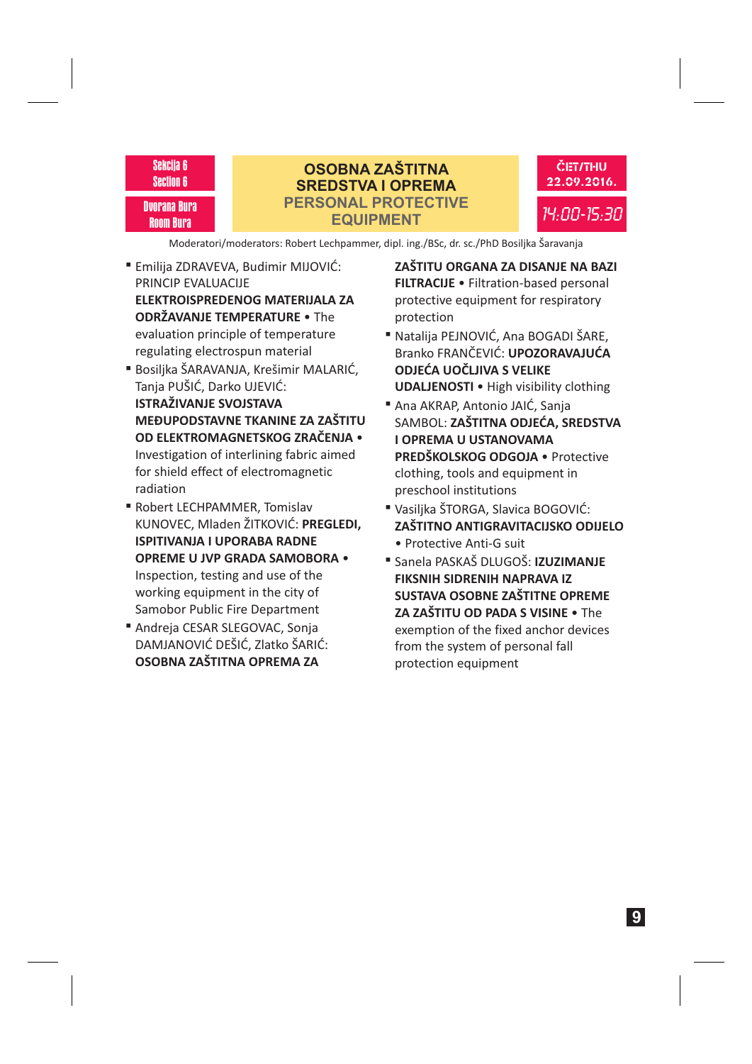Sekcija 6
Section 6

Dvorana Bura
Room Bura

## OSOBNA ZAŠTITNA SREDSTVA I OPREMA
## PERSONAL PROTECTIVE EQUIPMENT

ČET/THU
22.09.2016.

14:00-15:30

Moderatori/moderators: Robert Lechpammer, dipl. ing./BSc, dr. sc./PhD Bosiljka Šaravanja

- Emilija ZDRAVEVA, Budimir MIJOVIĆ: PRINCIP EVALUACIJE **ELEKTROISPREDENOG MATERIJALA ZA ODRŽAVANJE TEMPERATURE** • The evaluation principle of temperature regulating electrospun material
- Bosiljka ŠARAVANJA, Krešimir MALARIĆ, Tanja PUŠIĆ, Darko UJEVIĆ: **ISTRAŽIVANJE SVOJSTAVA MEĐUPODSTAVNE TKANINE ZA ZAŠTITU OD ELEKTROMAGNETSKOG ZRAČENJA** • Investigation of interlining fabric aimed for shield effect of electromagnetic radiation
- Robert LECHPAMMER, Tomislav KUNOVEC, Mladen ŽITKOVIĆ: **PREGLEDI, ISPITIVANJA I UPORABA RADNE OPREME U JVP GRADA SAMOBORA** • Inspection, testing and use of the working equipment in the city of Samobor Public Fire Department
- Andreja CESAR SLEGOVAC, Sonja DAMJANOVIĆ DEŠIĆ, Zlatko ŠARIĆ: **OSOBNA ZAŠTITNA OPREMA ZA ZAŠTITU ORGANA ZA DISANJE NA BAZI FILTRACIJE** • Filtration-based personal protective equipment for respiratory protection
- Natalija PEJNOVIĆ, Ana BOGADI ŠARE, Branko FRANČEVIĆ: **UPOZORAVAJUĆA ODJEĆA UOČLJIVA S VELIKE UDALJENOSTI** • High visibility clothing
- Ana AKRAP, Antonio JAIĆ, Sanja SAMBOL: **ZAŠTITNA ODJEĆA, SREDSTVA I OPREMA U USTANOVAMA PREDŠKOLSKOG ODGOJA** • Protective clothing, tools and equipment in preschool institutions
- Vasiljka ŠTORGA, Slavica BOGOVIĆ: **ZAŠTITNO ANTIGRAVITACIJSKO ODIJELO** • Protective Anti-G suit
- Sanela PASKAŠ DLUGOŠ: **IZUZIMANJE FIKSNIH SIDRENIH NAPRAVA IZ SUSTAVA OSOBNE ZAŠTITNE OPREME ZA ZAŠTITU OD PADA S VISINE** • The exemption of the fixed anchor devices from the system of personal fall protection equipment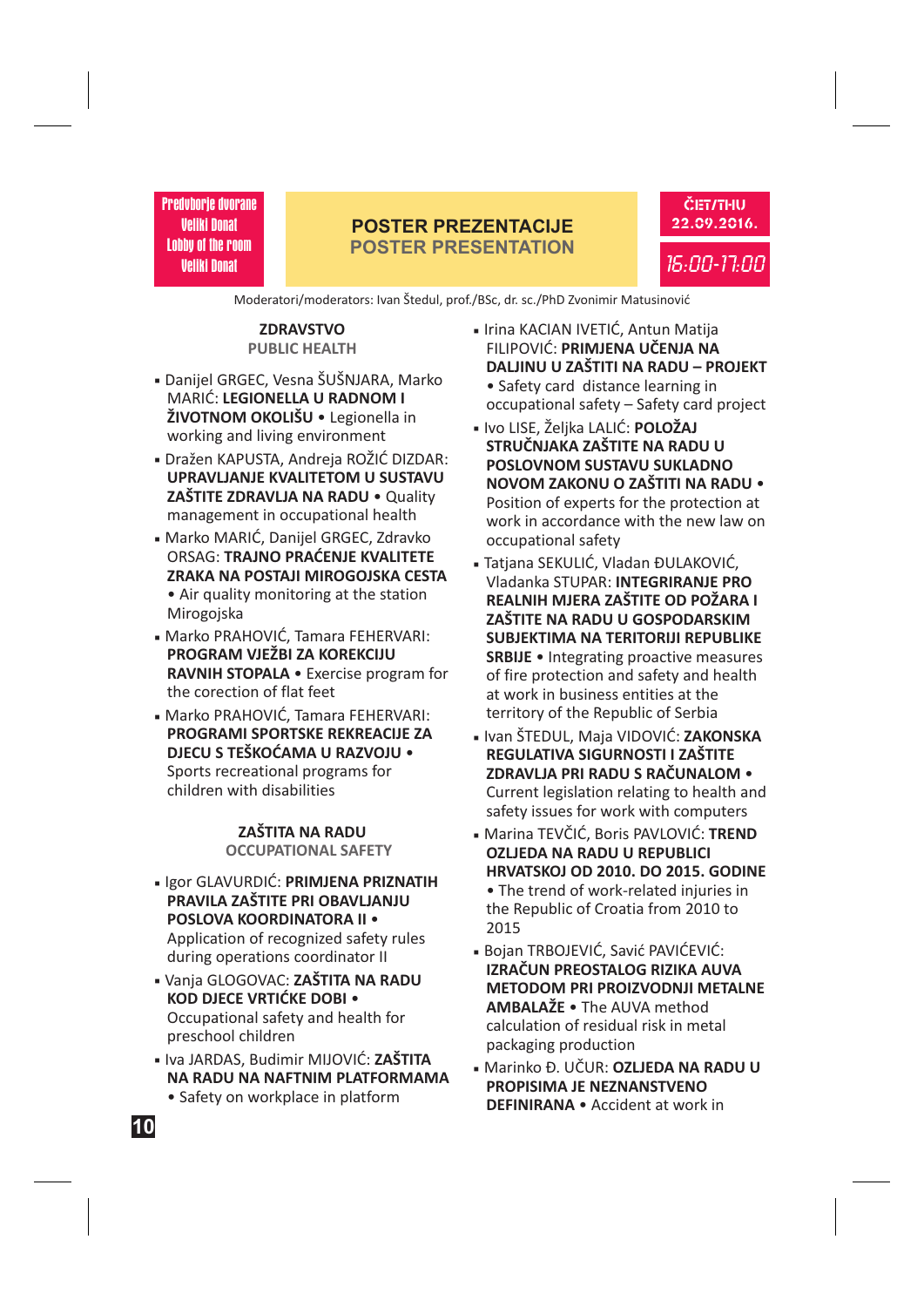Predvorje dvorane Veliki Donat
Lobby of the room Veliki Donat

# POSTER PREZENTACIJE
## POSTER PRESENTATION

ČET/THU 22.09.2016.

16:00-17:00

Moderatori/moderators: Ivan Štedul, prof./BSc, dr. sc./PhD Zvonimir Matusinović

### ZDRAVSTVO
### PUBLIC HEALTH

- Danijel GRGEC, Vesna ŠUŠNJARA, Marko MARIĆ: **LEGIONELLA U RADNOM I ŽIVOTNOM OKOLIŠU** • Legionella in working and living environment
- Dražen KAPUSTA, Andreja ROŽIĆ DIZDAR: **UPRAVLJANJE KVALITETOM U SUSTAVU ZAŠTITE ZDRAVLJA NA RADU** • Quality management in occupational health
- Marko MARIĆ, Danijel GRGEC, Zdravko ORSAG: **TRAJNO PRAĆENJE KVALITETE ZRAKA NA POSTAJI MIROGOJSKA CESTA** • Air quality monitoring at the station Mirogojska
- Marko PRAHOVIĆ, Tamara FEHERVARI: **PROGRAM VJEŽBI ZA KOREKCIJU RAVNIH STOPALA** • Exercise program for the corection of flat feet
- Marko PRAHOVIĆ, Tamara FEHERVARI: **PROGRAMI SPORTSKE REKREACIJE ZA DJECU S TEŠKOĆAMA U RAZVOJU** • Sports recreational programs for children with disabilities

### ZAŠTITA NA RADU
### OCCUPATIONAL SAFETY

- Igor GLAVURDIĆ: **PRIMJENA PRIZNATIH PRAVILA ZAŠTITE PRI OBAVLJANJU POSLOVA KOORDINATORA II** • Application of recognized safety rules during operations coordinator II
- Vanja GLOGOVAC: **ZAŠTITA NA RADU KOD DJECE VRTIĆKE DOBI** • Occupational safety and health for preschool children
- Iva JARDAS, Budimir MIJOVIĆ: **ZAŠTITA NA RADU NA NAFTNIM PLATFORMAMA** • Safety on workplace in platform
- Irina KACIAN IVETIĆ, Antun Matija FILIPOVIĆ: **PRIMJENA UČENJA NA DALJINU U ZAŠTITI NA RADU – PROJEKT** • Safety card distance learning in occupational safety – Safety card project
- Ivo LISE, Željka LALIĆ: **POLOŽAJ STRUČNJAKA ZAŠTITE NA RADU U POSLOVNOM SUSTAVU SUKLADNO NOVOM ZAKONU O ZAŠTITI NA RADU** • Position of experts for the protection at work in accordance with the new law on occupational safety
- Tatjana SEKULIĆ, Vladan ĐULAKOVIĆ, Vladanka STUPAR: **INTEGRIRANJE PRO REALNIH MJERA ZAŠTITE OD POŽARA I ZAŠTITE NA RADU U GOSPODARSKIM SUBJEKTIMA NA TERITORIJI REPUBLIKE SRBIJE** • Integrating proactive measures of fire protection and safety and health at work in business entities at the territory of the Republic of Serbia
- Ivan ŠTEDUL, Maja VIDOVIĆ: **ZAKONSKA REGULATIVA SIGURNOSTI I ZAŠTITE ZDRAVLJA PRI RADU S RAČUNALOM** • Current legislation relating to health and safety issues for work with computers
- Marina TEVČIĆ, Boris PAVLOVIĆ: **TREND OZLJEDA NA RADU U REPUBLICI HRVATSKOJ OD 2010. DO 2015. GODINE** • The trend of work-related injuries in the Republic of Croatia from 2010 to 2015
- Bojan TRBOJEVIĆ, Savić PAVIĆEVIĆ: **IZRAČUN PREOSTALOG RIZIKA AUVA METODOM PRI PROIZVODNJI METALNE AMBALAŽE** • The AUVA method calculation of residual risk in metal packaging production
- Marinko Đ. UČUR: **OZLJEDA NA RADU U PROPISIMA JE NEZNANSTVENO DEFINIRANA** • Accident at work in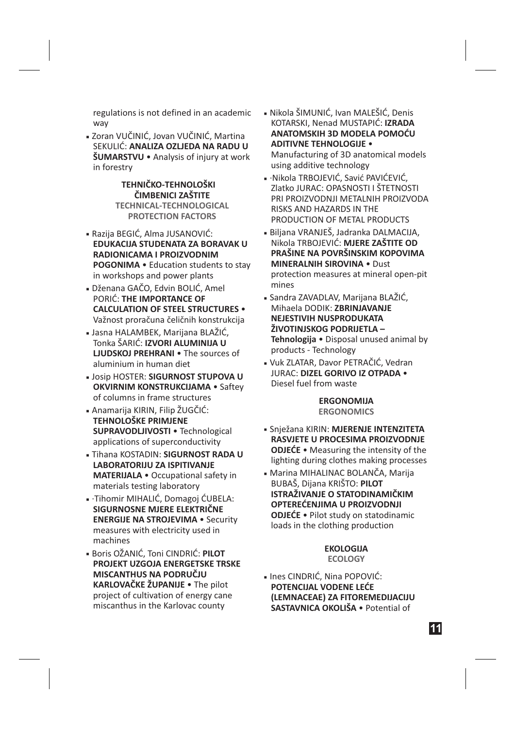regulations is not defined in an academic way

- Zoran VUČINIĆ, Jovan VUČINIĆ, Martina SEKULIĆ: **ANALIZA OZLJEDA NA RADU U ŠUMARSTVU** • Analysis of injury at work in forestry

### TEHNIČKO-TEHNOLOŠKI ČIMBENICI ZAŠTITE
### TECHNICAL-TECHNOLOGICAL PROTECTION FACTORS

- Razija BEGIĆ, Alma JUSANOVIĆ: **EDUKACIJA STUDENATA ZA BORAVAK U RADIONICAMA I PROIZVODNIM POGONIMA** • Education students to stay in workshops and power plants
- Dženana GAČO, Edvin BOLIĆ, Amel PORIĆ: **THE IMPORTANCE OF CALCULATION OF STEEL STRUCTURES** • Važnost proračuna čeličnih konstrukcija
- Jasna HALAMBEK, Marijana BLAŽIĆ, Tonka ŠARIĆ: **IZVORI ALUMINIJA U LJUDSKOJ PREHRANI** • The sources of aluminium in human diet
- Josip HOSTER: **SIGURNOST STUPOVA U OKVIRNIM KONSTRUKCIJAMA** • Saftey of columns in frame structures
- Anamarija KIRIN, Filip ŽUGČIĆ: **TEHNOLOŠKE PRIMJENE SUPRAVODLJIVOSTI** • Technological applications of superconductivity
- Tihana KOSTADIN: **SIGURNOST RADA U LABORATORIJU ZA ISPITIVANJE MATERIJALA** • Occupational safety in materials testing laboratory
- ·Tihomir MIHALIĆ, Domagoj ĆUBELA: **SIGURNOSNE MJERE ELEKTRIČNE ENERGIJE NA STROJEVIMA** • Security measures with electricity used in machines
- Boris OŽANIĆ, Toni CINDRIĆ: **PILOT PROJEKT UZGOJA ENERGETSKE TRSKE MISCANTHUS NA PODRUČJU KARLOVAČKE ŽUPANIJE** • The pilot project of cultivation of energy cane miscanthus in the Karlovac county
- Nikola ŠIMUNIĆ, Ivan MALEŠIĆ, Denis KOTARSKI, Nenad MUSTAPIĆ: **IZRADA ANATOMSKIH 3D MODELA POMOĆU ADITIVNE TEHNOLOGIJE** • Manufacturing of 3D anatomical models using additive technology
- ·Nikola TRBOJEVIĆ, Savić PAVIĆEVIĆ, Zlatko JURAC: OPASNOSTI I ŠTETNOSTI PRI PROIZVODNJI METALNIH PROIZVODA RISKS AND HAZARDS IN THE PRODUCTION OF METAL PRODUCTS
- Biljana VRANJEŠ, Jadranka DALMACIJA, Nikola TRBOJEVIĆ: **MJERE ZAŠTITE OD PRAŠINE NA POVRŠINSKIM KOPOVIMA MINERALNIH SIROVINA** • Dust protection measures at mineral open-pit mines
- Sandra ZAVADLAV, Marijana BLAŽIĆ, Mihaela DODIK: **ZBRINJAVANJE NEJESTIVIH NUSPRODUKATA ŽIVOTINJSKOG PODRIJETLA – Tehnologija** • Disposal unused animal by products - Technology
- Vuk ZLATAR, Davor PETRAČIĆ, Vedran JURAC: **DIZEL GORIVO IZ OTPADA** • Diesel fuel from waste

### ERGONOMIJA
### ERGONOMICS

- Snježana KIRIN: **MJERENJE INTENZITETA RASVJETE U PROCESIMA PROIZVODNJE ODJEĆE** • Measuring the intensity of the lighting during clothes making processes
- Marina MIHALINAC BOLANČA, Marija BUBAŠ, Dijana KRIŠTO: **PILOT ISTRAŽIVANJE O STATODINAMIČKIM OPTEREĆENJIMA U PROIZVODNJI ODJEĆE** • Pilot study on statodinamic loads in the clothing production

### EKOLOGIJA
### ECOLOGY

- Ines CINDRIĆ, Nina POPOVIĆ: **POTENCIJAL VODENE LEĆE (LEMNACEAE) ZA FITOREMEDIJACIJU SASTAVNICA OKOLIŠA** • Potential of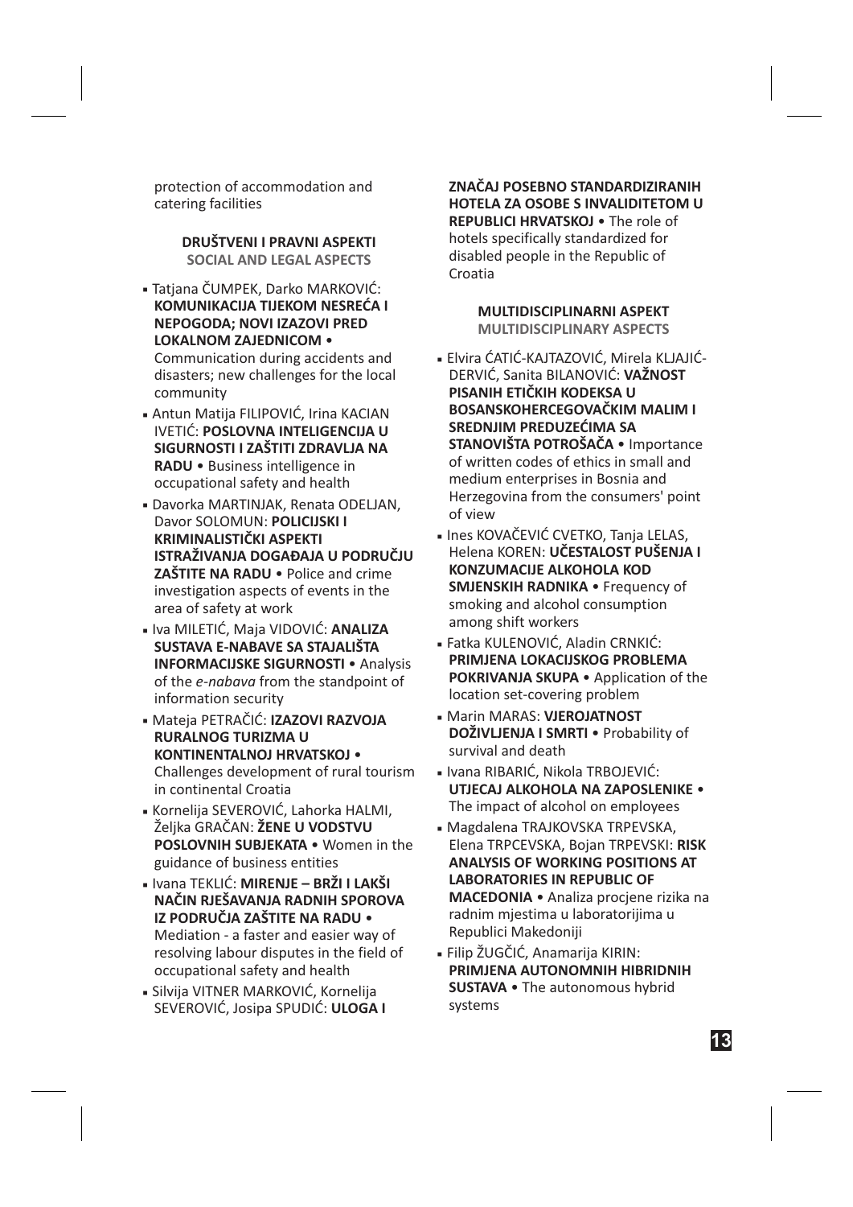protection of accommodation and catering facilities

### DRUŠTVENI I PRAVNI ASPEKTI
SOCIAL AND LEGAL ASPECTS

- Tatjana ČUMPEK, Darko MARKOVIĆ: **KOMUNIKACIJA TIJEKOM NESREĆA I NEPOGODA; NOVI IZAZOVI PRED LOKALNOM ZAJEDNICOM** • Communication during accidents and disasters; new challenges for the local community
- Antun Matija FILIPOVIĆ, Irina KACIAN IVETIĆ: **POSLOVNA INTELIGENCIJA U SIGURNOSTI I ZAŠTITI ZDRAVLJA NA RADU** • Business intelligence in occupational safety and health
- Davorka MARTINJAK, Renata ODELJAN, Davor SOLOMUN: **POLICIJSKI I KRIMINALISTIČKI ASPEKTI ISTRAŽIVANJA DOGAĐAJA U PODRUČJU ZAŠTITE NA RADU** • Police and crime investigation aspects of events in the area of safety at work
- Iva MILETIĆ, Maja VIDOVIĆ: **ANALIZA SUSTAVA E-NABAVE SA STAJALIŠTA INFORMACIJSKE SIGURNOSTI** • Analysis of the *e-nabava* from the standpoint of information security
- Mateja PETRAČIĆ: **IZAZOVI RAZVOJA RURALNOG TURIZMA U KONTINENTALNOJ HRVATSKOJ** • Challenges development of rural tourism in continental Croatia
- Kornelija SEVEROVIĆ, Lahorka HALMI, Željka GRAČAN: **ŽENE U VODSTVU POSLOVNIH SUBJEKATA** • Women in the guidance of business entities
- Ivana TEKLIĆ: **MIRENJE – BRŽI I LAKŠI NAČIN RJEŠAVANJA RADNIH SPOROVA IZ PODRUČJA ZAŠTITE NA RADU** • Mediation - a faster and easier way of resolving labour disputes in the field of occupational safety and health
- Silvija VITNER MARKOVIĆ, Kornelija SEVEROVIĆ, Josipa SPUDIĆ: **ULOGA I ZNAČAJ POSEBNO STANDARDIZIRANIH HOTELA ZA OSOBE S INVALIDITETOM U REPUBLICI HRVATSKOJ** • The role of hotels specifically standardized for disabled people in the Republic of Croatia

### MULTIDISCIPLINARNI ASPEKT
MULTIDISCIPLINARY ASPECTS

- Elvira ĆATIĆ-KAJTAZOVIĆ, Mirela KLJAJIĆ-DERVIĆ, Sanita BILANOVIĆ: **VAŽNOST PISANIH ETIČKIH KODEKSA U BOSANSKOHERCEGOVAČKIM MALIM I SREDNJIM PREDUZEĆIMA SA STANOVIŠTA POTROŠAČA** • Importance of written codes of ethics in small and medium enterprises in Bosnia and Herzegovina from the consumers' point of view
- Ines KOVAČEVIĆ CVETKO, Tanja LELAS, Helena KOREN: **UČESTALOST PUŠENJA I KONZUMACIJE ALKOHOLA KOD SMJENSKIH RADNIKA** • Frequency of smoking and alcohol consumption among shift workers
- Fatka KULENOVIĆ, Aladin CRNKIĆ: **PRIMJENA LOKACIJSKOG PROBLEMA POKRIVANJA SKUPA** • Application of the location set-covering problem
- Marin MARAS: **VJEROJATNOST DOŽIVLJENJA I SMRTI** • Probability of survival and death
- Ivana RIBARIĆ, Nikola TRBOJEVIĆ: **UTJECAJ ALKOHOLA NA ZAPOSLENIKE** • The impact of alcohol on employees
- Magdalena TRAJKOVSKA TRPEVSKA, Elena TRPCEVSKA, Bojan TRPEVSKI: **RISK ANALYSIS OF WORKING POSITIONS AT LABORATORIES IN REPUBLIC OF MACEDONIA** • Analiza procjene rizika na radnim mjestima u laboratorijima u Republici Makedoniji
- Filip ŽUGČIĆ, Anamarija KIRIN: **PRIMJENA AUTONOMNIH HIBRIDNIH SUSTAVA** • The autonomous hybrid systems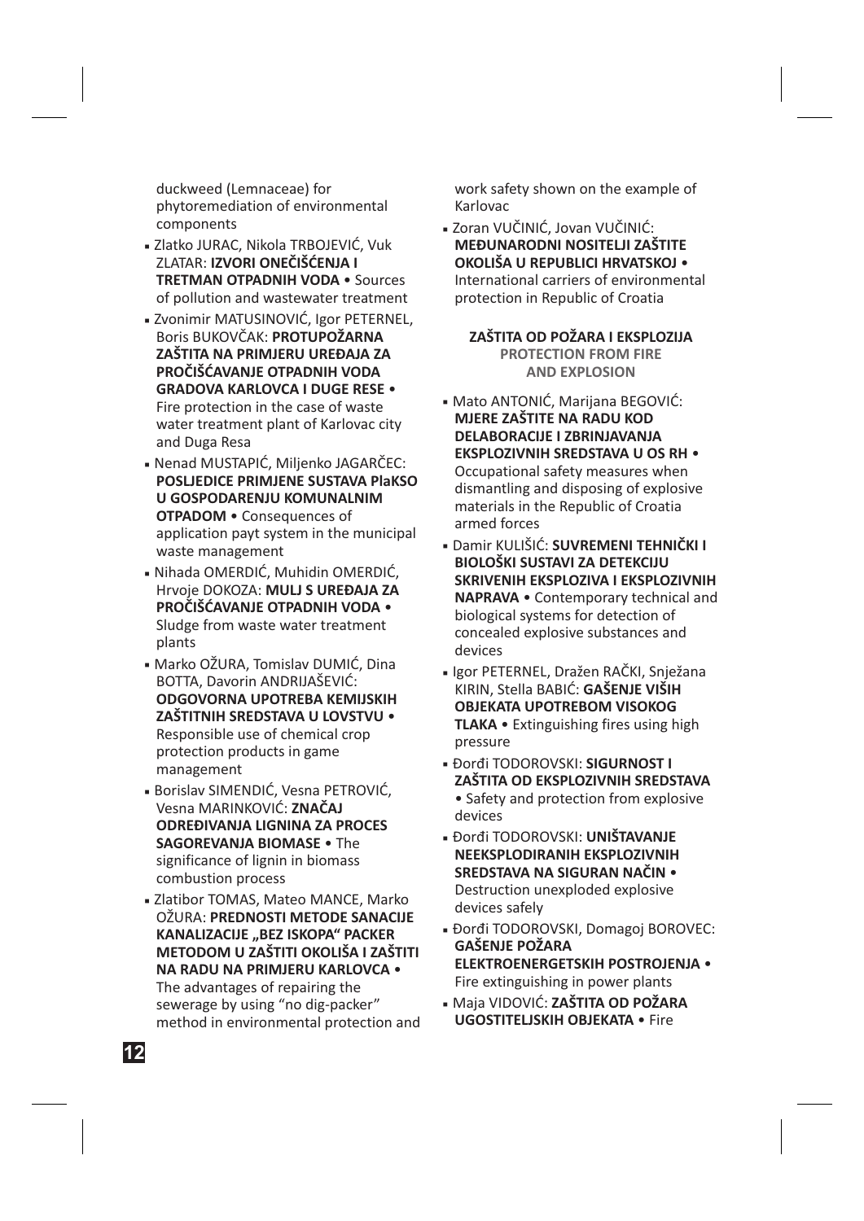duckweed (Lemnaceae) for phytoremediation of environmental components

- Zlatko JURAC, Nikola TRBOJEVIĆ, Vuk ZLATAR: **IZVORI ONEČIŠĆENJA I TRETMAN OTPADNIH VODA** • Sources of pollution and wastewater treatment
- Zvonimir MATUSINOVIĆ, Igor PETERNEL, Boris BUKOVČAK: **PROTUPOŽARNA ZAŠTITA NA PRIMJERU UREĐAJA ZA PROČIŠĆAVANJE OTPADNIH VODA GRADOVA KARLOVCA I DUGE RESE** • Fire protection in the case of waste water treatment plant of Karlovac city and Duga Resa
- Nenad MUSTAPIĆ, Miljenko JAGARČEC: **POSLJEDICE PRIMJENE SUSTAVA PlaKSO U GOSPODARENJU KOMUNALNIM OTPADOM** • Consequences of application payt system in the municipal waste management
- Nihada OMERDIĆ, Muhidin OMERDIĆ, Hrvoje DOKOZA: **MULJ S UREĐAJA ZA PROČIŠĆAVANJE OTPADNIH VODA** • Sludge from waste water treatment plants
- Marko OŽURA, Tomislav DUMIĆ, Dina BOTTA, Davorin ANDRIJAŠEVIĆ: **ODGOVORNA UPOTREBA KEMIJSKIH ZAŠTITNIH SREDSTAVA U LOVSTVU** • Responsible use of chemical crop protection products in game management
- Borislav SIMENDIĆ, Vesna PETROVIĆ, Vesna MARINKOVIĆ: **ZNAČAJ ODREĐIVANJA LIGNINA ZA PROCES SAGOREVANJA BIOMASE** • The significance of lignin in biomass combustion process
- Zlatibor TOMAS, Mateo MANCE, Marko OŽURA: **PREDNOSTI METODE SANACIJE KANALIZACIJE „BEZ ISKOPA" PACKER METODOM U ZAŠTITI OKOLIŠA I ZAŠTITI NA RADU NA PRIMJERU KARLOVCA** • The advantages of repairing the sewerage by using "no dig-packer" method in environmental protection and work safety shown on the example of Karlovac
- Zoran VUČINIĆ, Jovan VUČINIĆ: **MEĐUNARODNI NOSITELJI ZAŠTITE OKOLIŠA U REPUBLICI HRVATSKOJ** • International carriers of environmental protection in Republic of Croatia

## ZAŠTITA OD POŽARA I EKSPLOZIJA
### PROTECTION FROM FIRE AND EXPLOSION

- Mato ANTONIĆ, Marijana BEGOVIĆ: **MJERE ZAŠTITE NA RADU KOD DELABORACIJE I ZBRINJAVANJA EKSPLOZIVNIH SREDSTAVA U OS RH** • Occupational safety measures when dismantling and disposing of explosive materials in the Republic of Croatia armed forces
- Damir KULIŠIĆ: **SUVREMENI TEHNIČKI I BIOLOŠKI SUSTAVI ZA DETEKCIJU SKRIVENIH EKSPLOZIVA I EKSPLOZIVNIH NAPRAVA** • Contemporary technical and biological systems for detection of concealed explosive substances and devices
- Igor PETERNEL, Dražen RAČKI, Snježana KIRIN, Stella BABIĆ: **GAŠENJE VIŠIH OBJEKATA UPOTREBOM VISOKOG TLAKA** • Extinguishing fires using high pressure
- Đorđi TODOROVSKI: **SIGURNOST I ZAŠTITA OD EKSPLOZIVNIH SREDSTAVA** • Safety and protection from explosive devices
- Đorđi TODOROVSKI: **UNIŠTAVANJE NEEKSPLODIRANIH EKSPLOZIVNIH SREDSTAVA NA SIGURAN NAČIN** • Destruction unexploded explosive devices safely
- Đorđi TODOROVSKI, Domagoj BOROVEC: **GAŠENJE POŽARA ELEKTROENERGETSKIH POSTROJENJA** • Fire extinguishing in power plants
- Maja VIDOVIĆ: **ZAŠTITA OD POŽARA UGOSTITELJSKIH OBJEKATA** • Fire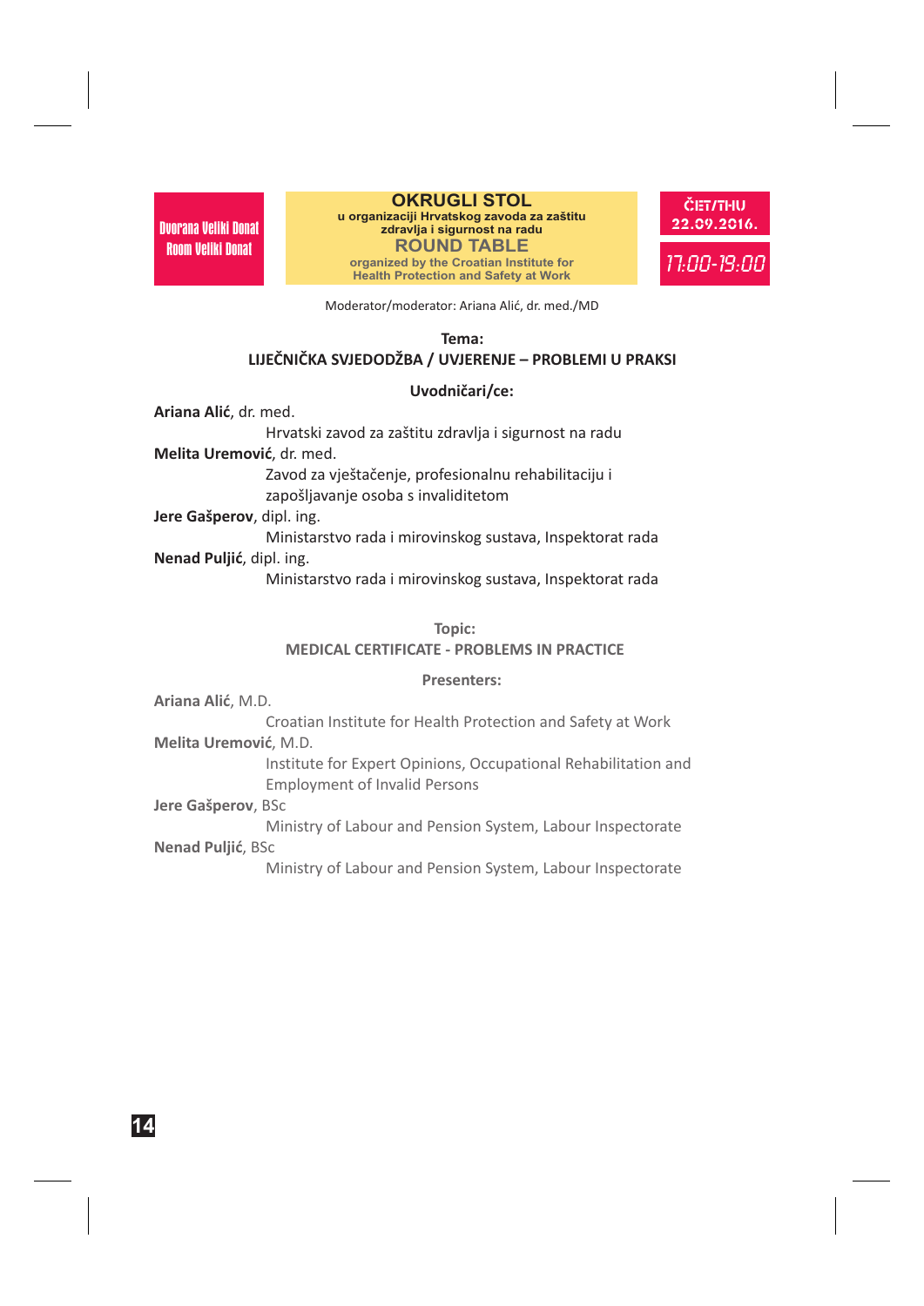Dvorana Veliki Donat
Room Veliki Donat

## OKRUGLI STOL

u organizaciji Hrvatskog zavoda za zaštitu zdravlja i sigurnost na radu

## ROUND TABLE

organized by the Croatian Institute for Health Protection and Safety at Work

ČET/THU
22.09.2016.

17:00-19:00

Moderator/moderator: Ariana Alić, dr. med./MD

**Tema:**
**LIJEČNIČKA SVJEDODŽBA / UVJERENJE – PROBLEMI U PRAKSI**

**Uvodničari/ce:**

**Ariana Alić**, dr. med.
Hrvatski zavod za zaštitu zdravlja i sigurnost na radu

**Melita Uremović**, dr. med.
Zavod za vještačenje, profesionalnu rehabilitaciju i zapošljavanje osoba s invaliditetom

**Jere Gašperov**, dipl. ing.
Ministarstvo rada i mirovinskog sustava, Inspektorat rada

**Nenad Puljić**, dipl. ing.
Ministarstvo rada i mirovinskog sustava, Inspektorat rada

**Topic:**
**MEDICAL CERTIFICATE - PROBLEMS IN PRACTICE**

**Presenters:**

**Ariana Alić**, M.D.
Croatian Institute for Health Protection and Safety at Work

**Melita Uremović**, M.D.
Institute for Expert Opinions, Occupational Rehabilitation and Employment of Invalid Persons

**Jere Gašperov**, BSc
Ministry of Labour and Pension System, Labour Inspectorate

**Nenad Puljić**, BSc
Ministry of Labour and Pension System, Labour Inspectorate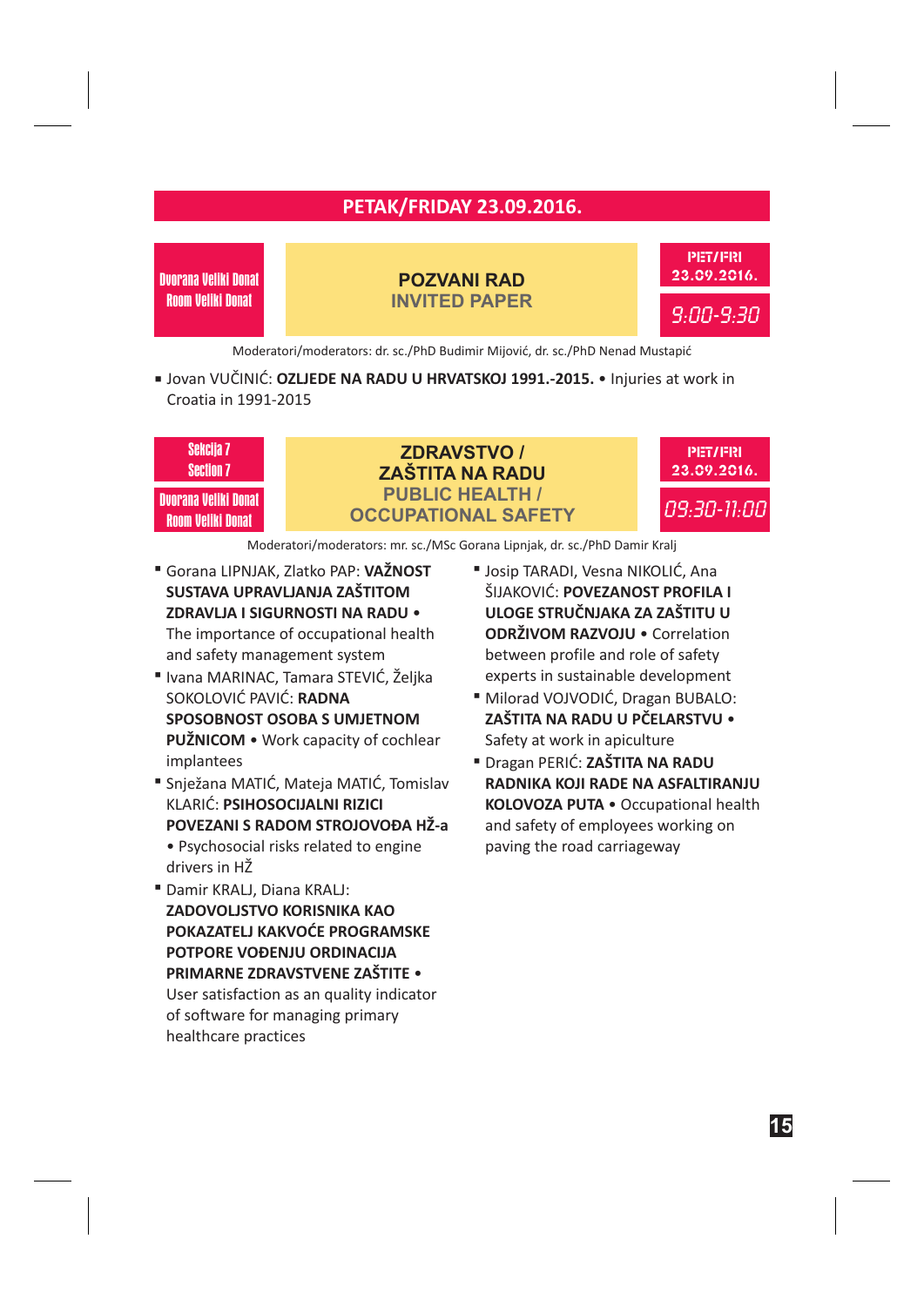## PETAK/FRIDAY 23.09.2016.

**Dvorana Veliki Donat**
**Room Veliki Donat**

### POZVANI RAD
### INVITED PAPER

PET/FRI 23.09.2016.

9:00-9:30

Moderatori/moderators: dr. sc./PhD Budimir Mijović, dr. sc./PhD Nenad Mustapić

- Jovan VUČINIĆ: **OZLJEDE NA RADU U HRVATSKOJ 1991.-2015.** • Injuries at work in Croatia in 1991-2015

**Sekcija 7**
**Section 7**

**Dvorana Veliki Donat**
**Room Veliki Donat**

### ZDRAVSTVO / ZAŠTITA NA RADU
### PUBLIC HEALTH / OCCUPATIONAL SAFETY

PET/FRI 23.09.2016.

09:30-11:00

Moderatori/moderators: mr. sc./MSc Gorana Lipnjak, dr. sc./PhD Damir Kralj

- Gorana LIPNJAK, Zlatko PAP: **VAŽNOST SUSTAVA UPRAVLJANJA ZAŠTITOM ZDRAVLJA I SIGURNOSTI NA RADU** • The importance of occupational health and safety management system
- Ivana MARINAC, Tamara STEVIĆ, Željka SOKOLOVIĆ PAVIĆ: **RADNA SPOSOBNOST OSOBA S UMJETNOM PUŽNICOM** • Work capacity of cochlear implantees
- Snježana MATIĆ, Mateja MATIĆ, Tomislav KLARIĆ: **PSIHOSOCIJALNI RIZICI POVEZANI S RADOM STROJOVOĐA HŽ-a** • Psychosocial risks related to engine drivers in HŽ
- Damir KRALJ, Diana KRALJ: **ZADOVOLJSTVO KORISNIKA KAO POKAZATELJ KAKVOĆE PROGRAMSKE POTPORE VOĐENJU ORDINACIJA PRIMARNE ZDRAVSTVENE ZAŠTITE** • User satisfaction as an quality indicator of software for managing primary healthcare practices
- Josip TARADI, Vesna NIKOLIĆ, Ana ŠIJAKOVIĆ: **POVEZANOST PROFILA I ULOGE STRUČNJAKA ZA ZAŠTITU U ODRŽIVOM RAZVOJU** • Correlation between profile and role of safety experts in sustainable development
- Milorad VOJVODIĆ, Dragan BUBALO: **ZAŠTITA NA RADU U PČELARSTVU** • Safety at work in apiculture
- Dragan PERIĆ: **ZAŠTITA NA RADU RADNIKA KOJI RADE NA ASFALTIRANJU KOLOVOZA PUTA** • Occupational health and safety of employees working on paving the road carriageway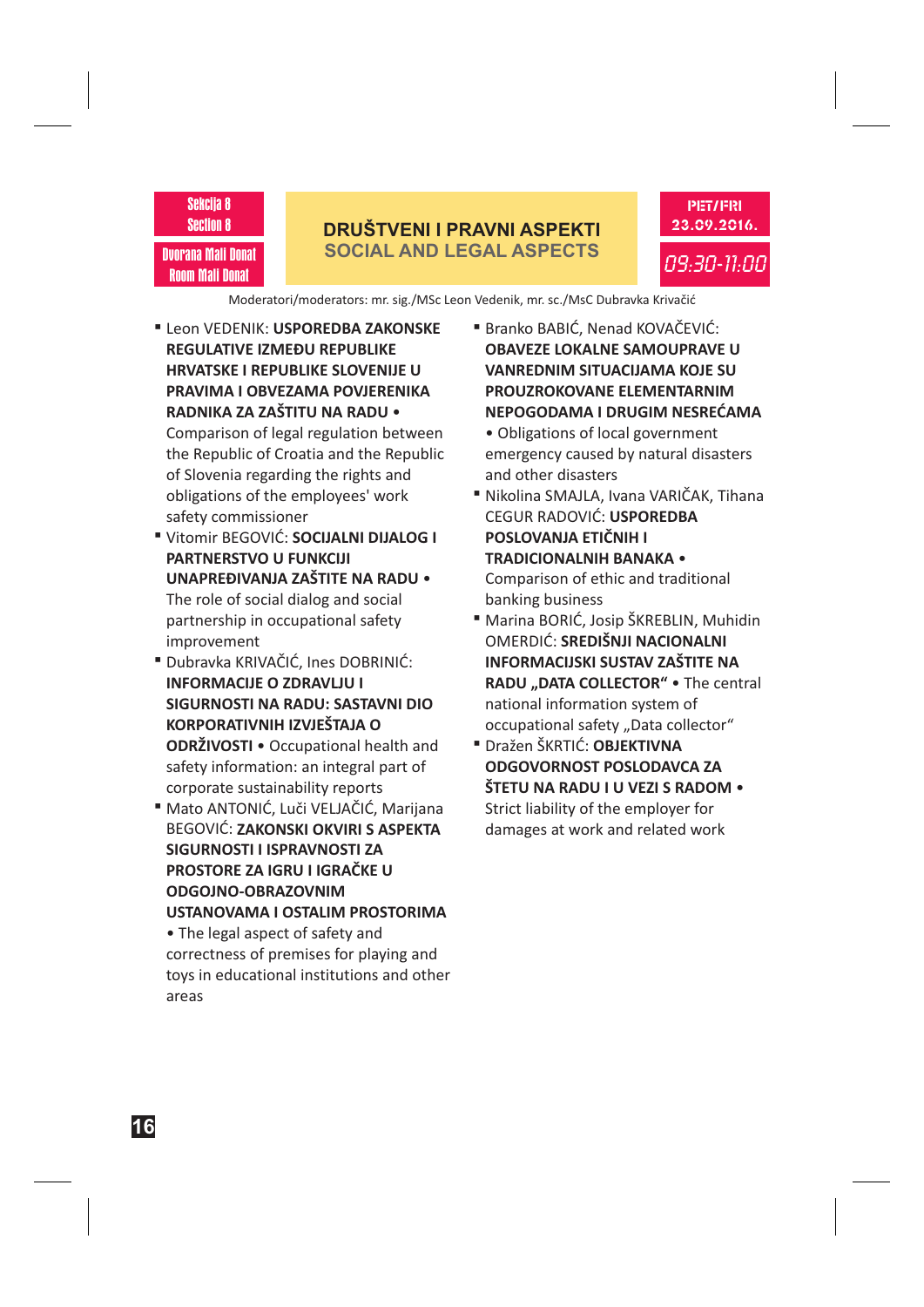Sekcija 8
Section 8

Dvorana Mali Donat
Room Mali Donat

## DRUŠTVENI I PRAVNI ASPEKTI
## SOCIAL AND LEGAL ASPECTS

PET/FRI
23.09.2016.

09:30-11:00

Moderatori/moderators: mr. sig./MSc Leon Vedenik, mr. sc./MSc Dubravka Krivačić

- Leon VEDENIK: **USPOREDBA ZAKONSKE REGULATIVE IZMEĐU REPUBLIKE HRVATSKE I REPUBLIKE SLOVENIJE U PRAVIMA I OBVEZAMA POVJERENIKA RADNIKA ZA ZAŠTITU NA RADU •** Comparison of legal regulation between the Republic of Croatia and the Republic of Slovenia regarding the rights and obligations of the employees' work safety commissioner
- Vitomir BEGOVIĆ: **SOCIJALNI DIJALOG I PARTNERSTVO U FUNKCIJI UNAPREĐIVANJA ZAŠTITE NA RADU •** The role of social dialog and social partnership in occupational safety improvement
- Dubravka KRIVAČIĆ, Ines DOBRINIĆ: **INFORMACIJE O ZDRAVLJU I SIGURNOSTI NA RADU: SASTAVNI DIO KORPORATIVNIH IZVJEŠTAJA O ODRŽIVOSTI •** Occupational health and safety information: an integral part of corporate sustainability reports
- Mato ANTONIĆ, Luči VELJAČIĆ, Marijana BEGOVIĆ: **ZAKONSKI OKVIRI S ASPEKTA SIGURNOSTI I ISPRAVNOSTI ZA PROSTORE ZA IGRU I IGRAČKE U ODGOJNO-OBRAZOVNIM USTANOVAMA I OSTALIM PROSTORIMA** • The legal aspect of safety and correctness of premises for playing and toys in educational institutions and other areas
- Branko BABIĆ, Nenad KOVAČEVIĆ: **OBAVEZE LOKALNE SAMOUPRAVE U VANREDNIM SITUACIJAMA KOJE SU PROUZROKOVANE ELEMENTARNIM NEPOGODAMA I DRUGIM NESREĆAMA** • Obligations of local government emergency caused by natural disasters and other disasters
- Nikolina SMAJLA, Ivana VARIČAK, Tihana CEGUR RADOVIĆ: **USPOREDBA POSLOVANJA ETIČNIH I TRADICIONALNIH BANAKA •** Comparison of ethic and traditional banking business
- Marina BORIĆ, Josip ŠKREBLIN, Muhidin OMERDIĆ: **SREDIŠNJI NACIONALNI INFORMACIJSKI SUSTAV ZAŠTITE NA RADU „DATA COLLECTOR“** • The central national information system of occupational safety „Data collector“
- Dražen ŠKRTIĆ: **OBJEKTIVNA ODGOVORNOST POSLODAVCA ZA ŠTETU NA RADU I U VEZI S RADOM •** Strict liability of the employer for damages at work and related work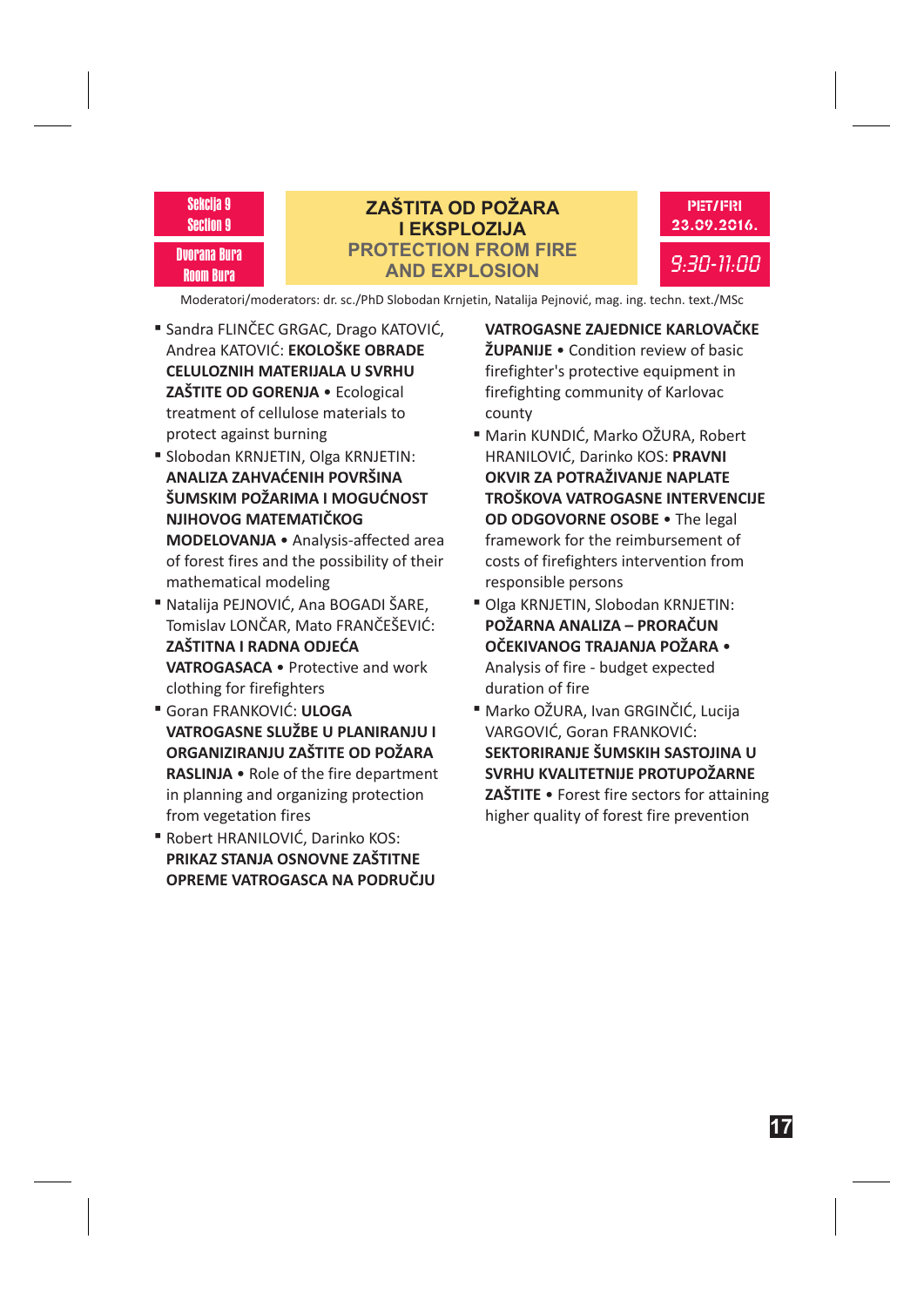Sekcija 9
Section 9

Dvorana Bura
Room Bura

## ZAŠTITA OD POŽARA I EKSPLOZIJA
## PROTECTION FROM FIRE AND EXPLOSION

PET/FRI
23.09.2016.

9:30-11:00

Moderatori/moderators: dr. sc./PhD Slobodan Krnjetin, Natalija Pejnović, mag. ing. techn. text./MSc

- Sandra FLINČEC GRGAC, Drago KATOVIĆ, Andrea KATOVIĆ: **EKOLOŠKE OBRADE CELULOZNIH MATERIJALA U SVRHU ZAŠTITE OD GORENJA** • Ecological treatment of cellulose materials to protect against burning
- Slobodan KRNJETIN, Olga KRNJETIN: **ANALIZA ZAHVAĆENIH POVRŠINA ŠUMSKIM POŽARIMA I MOGUĆNOST NJIHOVOG MATEMATIČKOG MODELOVANJA** • Analysis-affected area of forest fires and the possibility of their mathematical modeling
- Natalija PEJNOVIĆ, Ana BOGADI ŠARE, Tomislav LONČAR, Mato FRANČEŠEVIĆ: **ZAŠTITNA I RADNA ODJEĆA VATROGASACA** • Protective and work clothing for firefighters
- Goran FRANKOVIĆ: **ULOGA VATROGASNE SLUŽBE U PLANIRANJU I ORGANIZIRANJU ZAŠTITE OD POŽARA RASLINJA** • Role of the fire department in planning and organizing protection from vegetation fires
- Robert HRANILOVIĆ, Darinko KOS: **PRIKAZ STANJA OSNOVNE ZAŠTITNE OPREME VATROGASCA NA PODRUČJU VATROGASNE ZAJEDNICE KARLOVAČKE ŽUPANIJE** • Condition review of basic firefighter's protective equipment in firefighting community of Karlovac county
- Marin KUNDIĆ, Marko OŽURA, Robert HRANILOVIĆ, Darinko KOS: **PRAVNI OKVIR ZA POTRAŽIVANJE NAPLATE TROŠKOVA VATROGASNE INTERVENCIJE OD ODGOVORNE OSOBE** • The legal framework for the reimbursement of costs of firefighters intervention from responsible persons
- Olga KRNJETIN, Slobodan KRNJETIN: **POŽARNA ANALIZA – PRORAČUN OČEKIVANOG TRAJANJA POŽARA** • Analysis of fire - budget expected duration of fire
- Marko OŽURA, Ivan GRGINČIĆ, Lucija VARGOVIĆ, Goran FRANKOVIĆ: **SEKTORIRANJE ŠUMSKIH SASTOJINA U SVRHU KVALITETNIJE PROTUPOŽARNE ZAŠTITE** • Forest fire sectors for attaining higher quality of forest fire prevention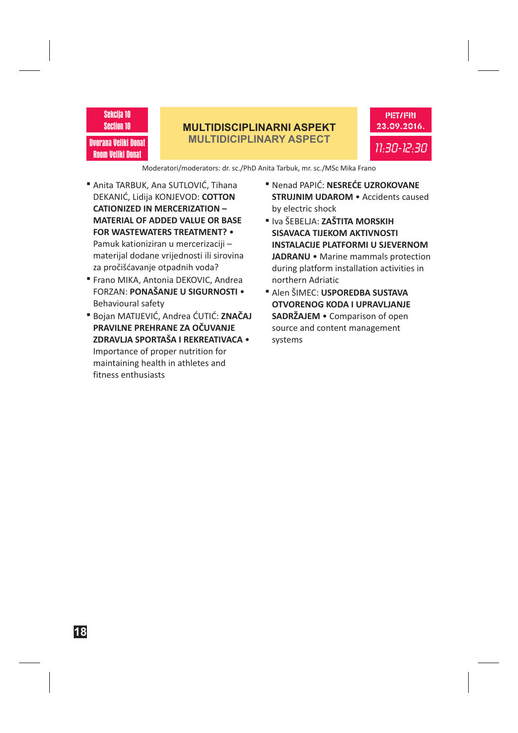Sekcija 10
Section 10

Dvorana Veliki Donat
Room Veliki Donat

## MULTIDISCIPLINARNI ASPEKT
## MULTIDISCIPLINARY ASPECT

PET/FRI
23.09.2016.

11:30-12:30

Moderatori/moderators: dr. sc./PhD Anita Tarbuk, mr. sc./MSc Mika Frano

- Anita TARBUK, Ana SUTLOVIĆ, Tihana DEKANIĆ, Lidija KONJEVOD: **COTTON CATIONIZED IN MERCERIZATION – MATERIAL OF ADDED VALUE OR BASE FOR WASTEWATERS TREATMENT? •** Pamuk kationiziran u mercerizaciji – materijal dodane vrijednosti ili sirovina za pročišćavanje otpadnih voda?
- Frano MIKA, Antonia DEKOVIC, Andrea FORZAN: **PONAŠANJE U SIGURNOSTI •** Behavioural safety
- Bojan MATIJEVIĆ, Andrea ĆUTIĆ: **ZNAČAJ PRAVILNE PREHRANE ZA OČUVANJE ZDRAVLJA SPORTAŠA I REKREATIVACA •** Importance of proper nutrition for maintaining health in athletes and fitness enthusiasts
- Nenad PAPIĆ: **NESREĆE UZROKOVANE STRUJNIM UDAROM •** Accidents caused by electric shock
- Iva ŠEBELJA: **ZAŠTITA MORSKIH SISAVACA TIJEKOM AKTIVNOSTI INSTALACIJE PLATFORMI U SJEVERNOM JADRANU •** Marine mammals protection during platform installation activities in northern Adriatic
- Alen ŠIMEC: **USPOREDBA SUSTAVA OTVORENOG KODA I UPRAVLJANJE SADRŽAJEM •** Comparison of open source and content management systems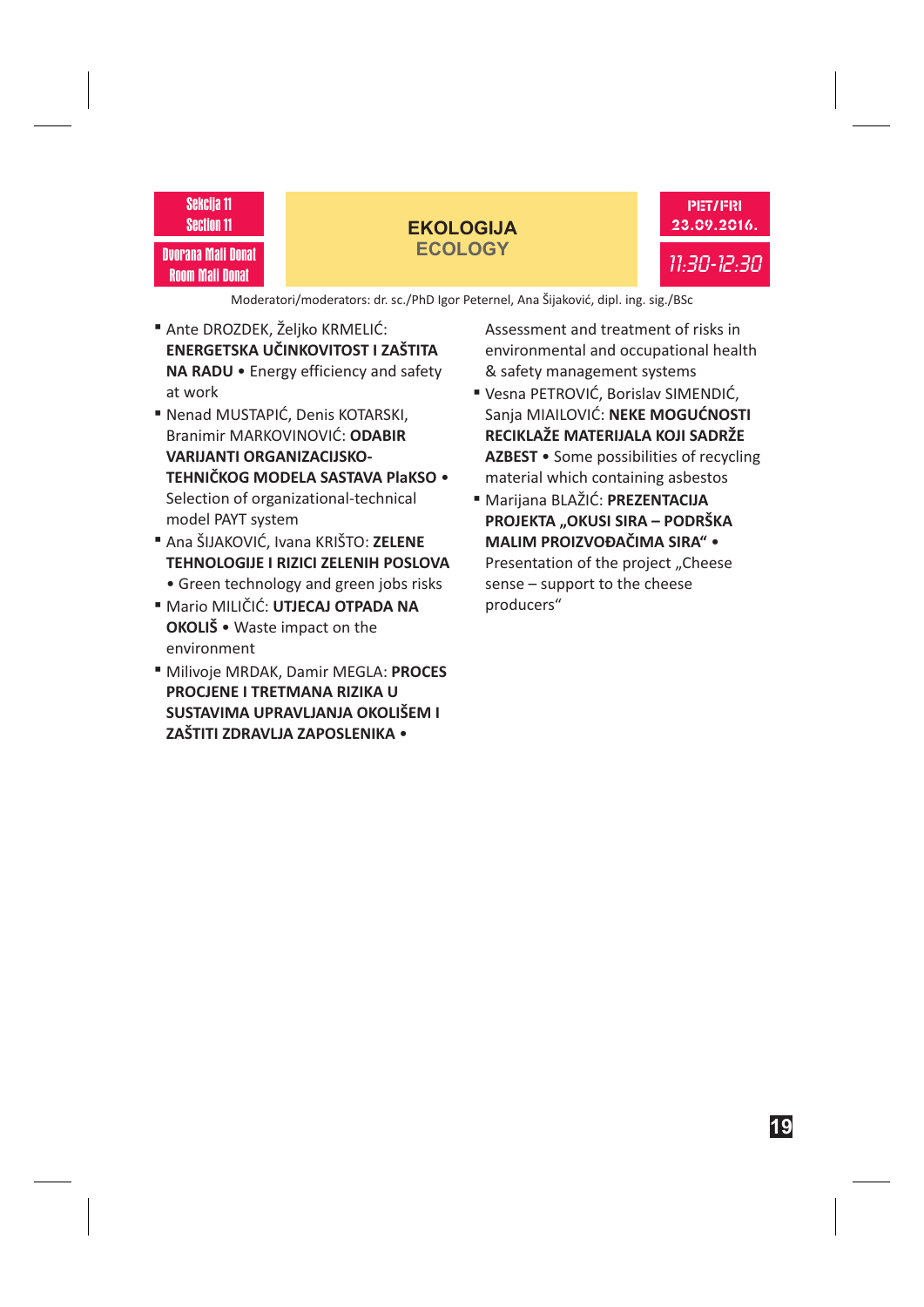Sekcija 11
Section 11

Dvorana Mali Donat
Room Mali Donat

## EKOLOGIJA
## ECOLOGY

PET/FRI
23.09.2016.

11:30-12:30

Moderatori/moderators: dr. sc./PhD Igor Peternel, Ana Šijaković, dipl. ing. sig./BSc

- Ante DROZDEK, Željko KRMELIĆ: **ENERGETSKA UČINKOVITOST I ZAŠTITA NA RADU** • Energy efficiency and safety at work
- Nenad MUSTAPIĆ, Denis KOTARSKI, Branimir MARKOVINOVIĆ: **ODABIR VARIJANTI ORGANIZACIJSKO-TEHNIČKOG MODELA SASTAVA PlaKSO** • Selection of organizational-technical model PAYT system
- Ana ŠIJAKOVIĆ, Ivana KRIŠTO: **ZELENE TEHNOLOGIJE I RIZICI ZELENIH POSLOVA** • Green technology and green jobs risks
- Mario MILIČIĆ: **UTJECAJ OTPADA NA OKOLIŠ** • Waste impact on the environment
- Milivoje MRDAK, Damir MEGLA: **PROCES PROCJENE I TRETMANA RIZIKA U SUSTAVIMA UPRAVLJANJA OKOLIŠEM I ZAŠTITI ZDRAVLJA ZAPOSLENIKA** • Assessment and treatment of risks in environmental and occupational health & safety management systems
- Vesna PETROVIĆ, Borislav SIMENDIĆ, Sanja MIAILOVIĆ: **NEKE MOGUĆNOSTI RECIKLAŽE MATERIJALA KOJI SADRŽE AZBEST** • Some possibilities of recycling material which containing asbestos
- Marijana BLAŽIĆ: **PREZENTACIJA PROJEKTA „OKUSI SIRA – PODRŠKA MALIM PROIZVOĐAČIMA SIRA“** • Presentation of the project „Cheese sense – support to the cheese producers“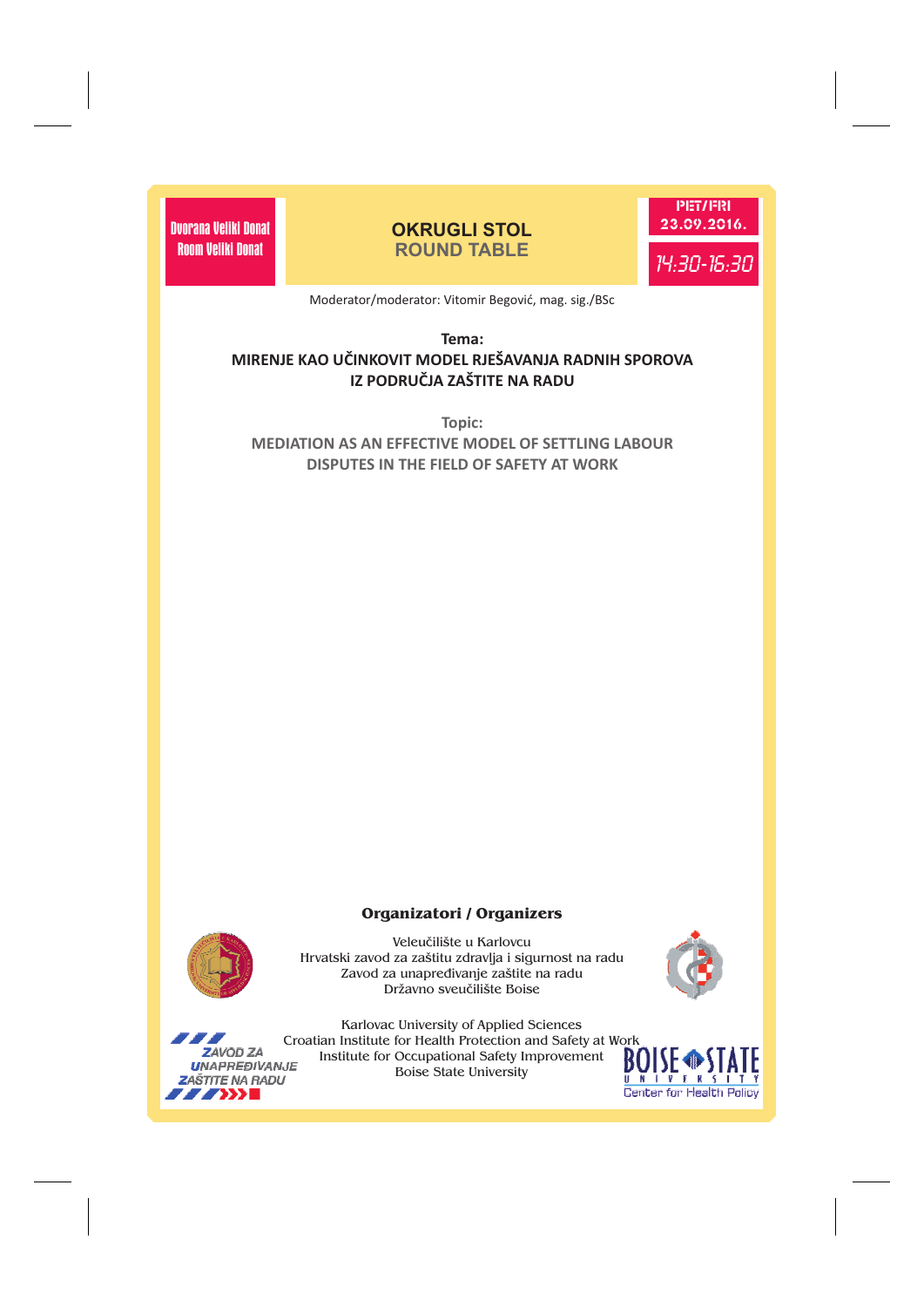Dvorana Veliki Donat
Room Veliki Donat

# OKRUGLI STOL
## ROUND TABLE

PET/FRI
23.09.2016.

14:30-16:30

Moderator/moderator: Vitomir Begović, mag. sig./BSc

**Tema:**
**MIRENJE KAO UČINKOVIT MODEL RJEŠAVANJA RADNIH SPOROVA IZ PODRUČJA ZAŠTITE NA RADU**

**Topic:**
**MEDIATION AS AN EFFECTIVE MODEL OF SETTLING LABOUR DISPUTES IN THE FIELD OF SAFETY AT WORK**

**Organizatori / Organizers**

Veleučilište u Karlovcu
Hrvatski zavod za zaštitu zdravlja i sigurnost na radu
Zavod za unapređivanje zaštite na radu
Državno sveučilište Boise

Karlovac University of Applied Sciences
Croatian Institute for Health Protection and Safety at Work
Institute for Occupational Safety Improvement
Boise State University

ZAVOD ZA UNAPREĐIVANJE ZAŠTITE NA RADU

BOISE STATE UNIVERSITY
Center for Health Policy